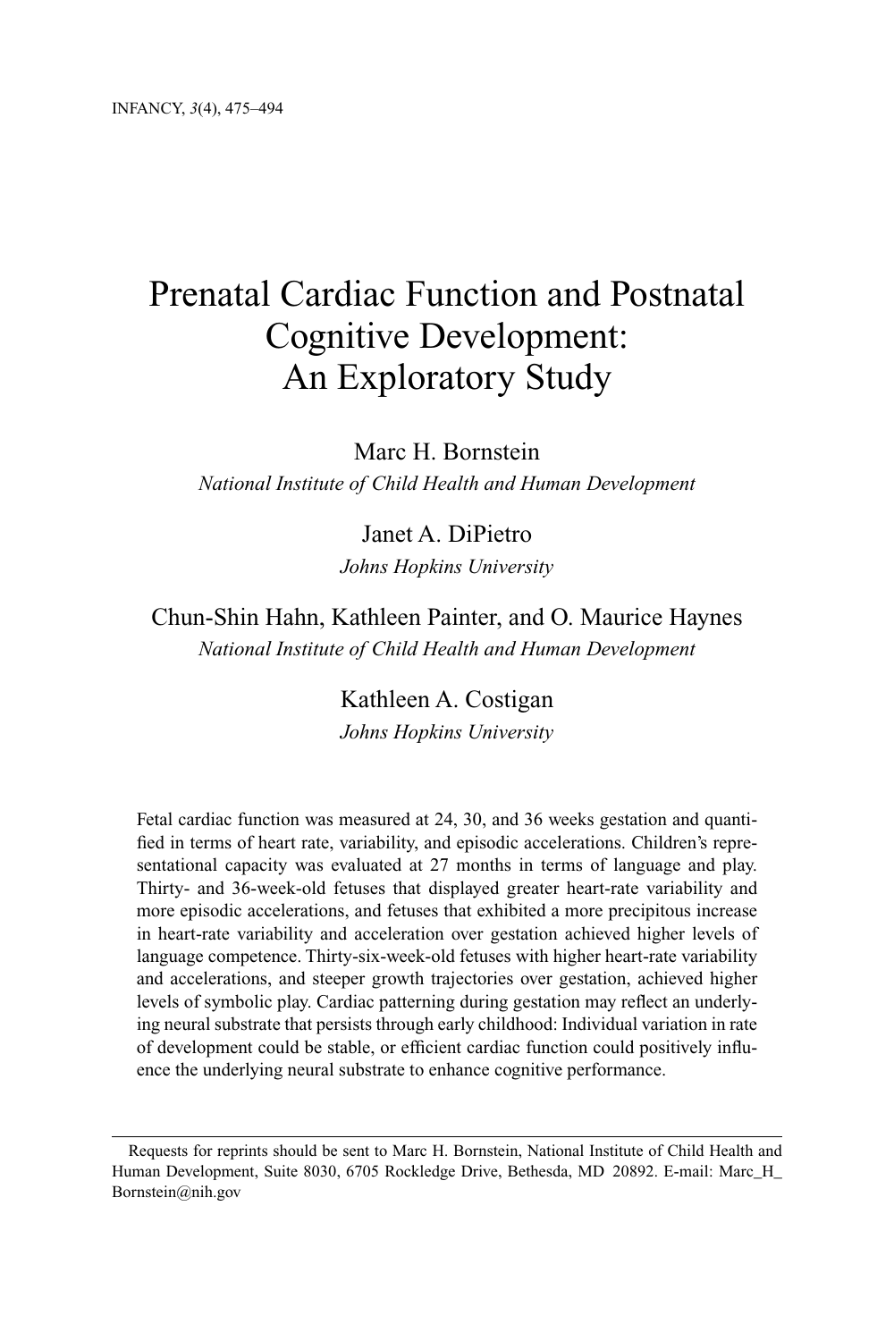# Prenatal Cardiac Function and Postnatal Cognitive Development: An Exploratory Study

Marc H. Bornstein
*National Institute of Child Health and Human Development*

Janet A. DiPietro
*Johns Hopkins University*

Chun-Shin Hahn, Kathleen Painter, and O. Maurice Haynes
*National Institute of Child Health and Human Development*

Kathleen A. Costigan
*Johns Hopkins University*

Fetal cardiac function was measured at 24, 30, and 36 weeks gestation and quantified in terms of heart rate, variability, and episodic accelerations. Children's representational capacity was evaluated at 27 months in terms of language and play. Thirty- and 36-week-old fetuses that displayed greater heart-rate variability and more episodic accelerations, and fetuses that exhibited a more precipitous increase in heart-rate variability and acceleration over gestation achieved higher levels of language competence. Thirty-six-week-old fetuses with higher heart-rate variability and accelerations, and steeper growth trajectories over gestation, achieved higher levels of symbolic play. Cardiac patterning during gestation may reflect an underlying neural substrate that persists through early childhood: Individual variation in rate of development could be stable, or efficient cardiac function could positively influence the underlying neural substrate to enhance cognitive performance.

---

Requests for reprints should be sent to Marc H. Bornstein, National Institute of Child Health and Human Development, Suite 8030, 6705 Rockledge Drive, Bethesda, MD 20892. E-mail: Marc_H_Bornstein@nih.gov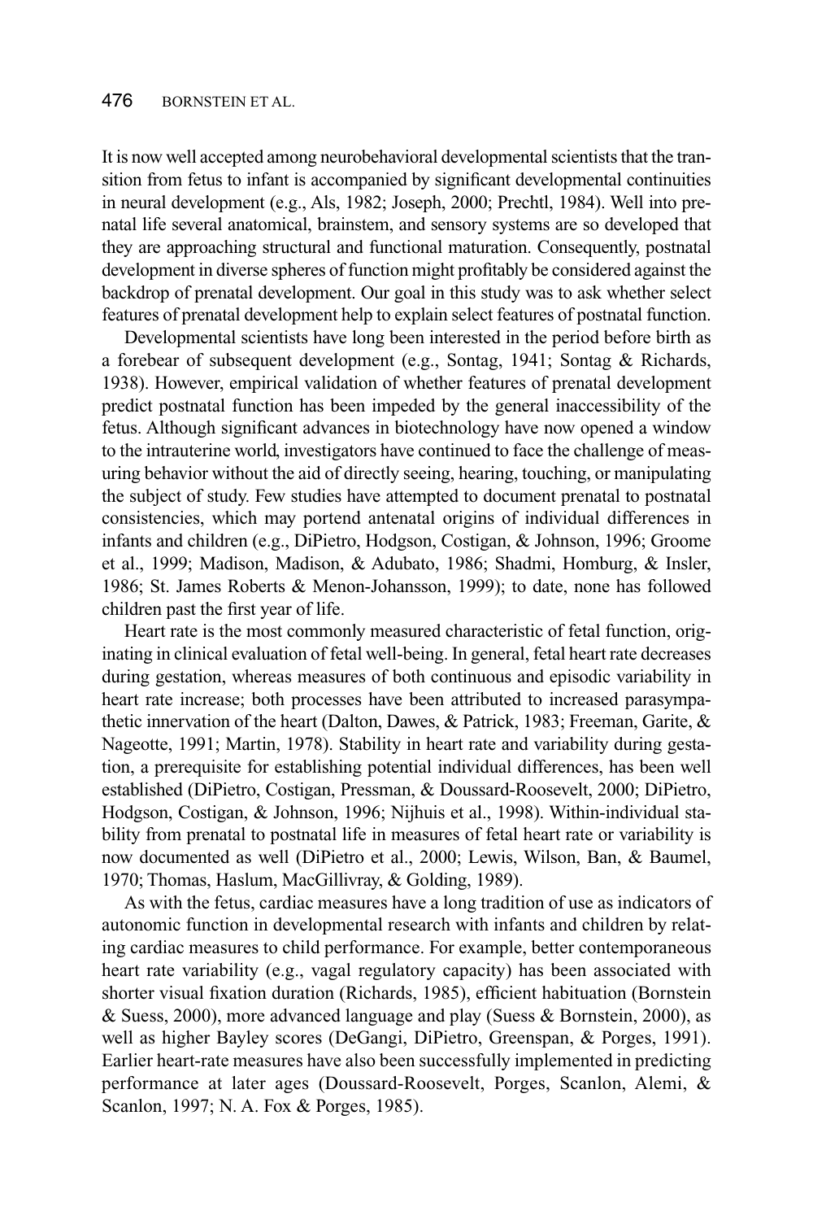It is now well accepted among neurobehavioral developmental scientists that the transition from fetus to infant is accompanied by significant developmental continuities in neural development (e.g., Als, 1982; Joseph, 2000; Prechtl, 1984). Well into prenatal life several anatomical, brainstem, and sensory systems are so developed that they are approaching structural and functional maturation. Consequently, postnatal development in diverse spheres of function might profitably be considered against the backdrop of prenatal development. Our goal in this study was to ask whether select features of prenatal development help to explain select features of postnatal function.

Developmental scientists have long been interested in the period before birth as a forebear of subsequent development (e.g., Sontag, 1941; Sontag & Richards, 1938). However, empirical validation of whether features of prenatal development predict postnatal function has been impeded by the general inaccessibility of the fetus. Although significant advances in biotechnology have now opened a window to the intrauterine world, investigators have continued to face the challenge of measuring behavior without the aid of directly seeing, hearing, touching, or manipulating the subject of study. Few studies have attempted to document prenatal to postnatal consistencies, which may portend antenatal origins of individual differences in infants and children (e.g., DiPietro, Hodgson, Costigan, & Johnson, 1996; Groome et al., 1999; Madison, Madison, & Adubato, 1986; Shadmi, Homburg, & Insler, 1986; St. James Roberts & Menon-Johansson, 1999); to date, none has followed children past the first year of life.

Heart rate is the most commonly measured characteristic of fetal function, originating in clinical evaluation of fetal well-being. In general, fetal heart rate decreases during gestation, whereas measures of both continuous and episodic variability in heart rate increase; both processes have been attributed to increased parasympathetic innervation of the heart (Dalton, Dawes, & Patrick, 1983; Freeman, Garite, & Nageotte, 1991; Martin, 1978). Stability in heart rate and variability during gestation, a prerequisite for establishing potential individual differences, has been well established (DiPietro, Costigan, Pressman, & Doussard-Roosevelt, 2000; DiPietro, Hodgson, Costigan, & Johnson, 1996; Nijhuis et al., 1998). Within-individual stability from prenatal to postnatal life in measures of fetal heart rate or variability is now documented as well (DiPietro et al., 2000; Lewis, Wilson, Ban, & Baumel, 1970; Thomas, Haslum, MacGillivray, & Golding, 1989).

As with the fetus, cardiac measures have a long tradition of use as indicators of autonomic function in developmental research with infants and children by relating cardiac measures to child performance. For example, better contemporaneous heart rate variability (e.g., vagal regulatory capacity) has been associated with shorter visual fixation duration (Richards, 1985), efficient habituation (Bornstein & Suess, 2000), more advanced language and play (Suess & Bornstein, 2000), as well as higher Bayley scores (DeGangi, DiPietro, Greenspan, & Porges, 1991). Earlier heart-rate measures have also been successfully implemented in predicting performance at later ages (Doussard-Roosevelt, Porges, Scanlon, Alemi, & Scanlon, 1997; N. A. Fox & Porges, 1985).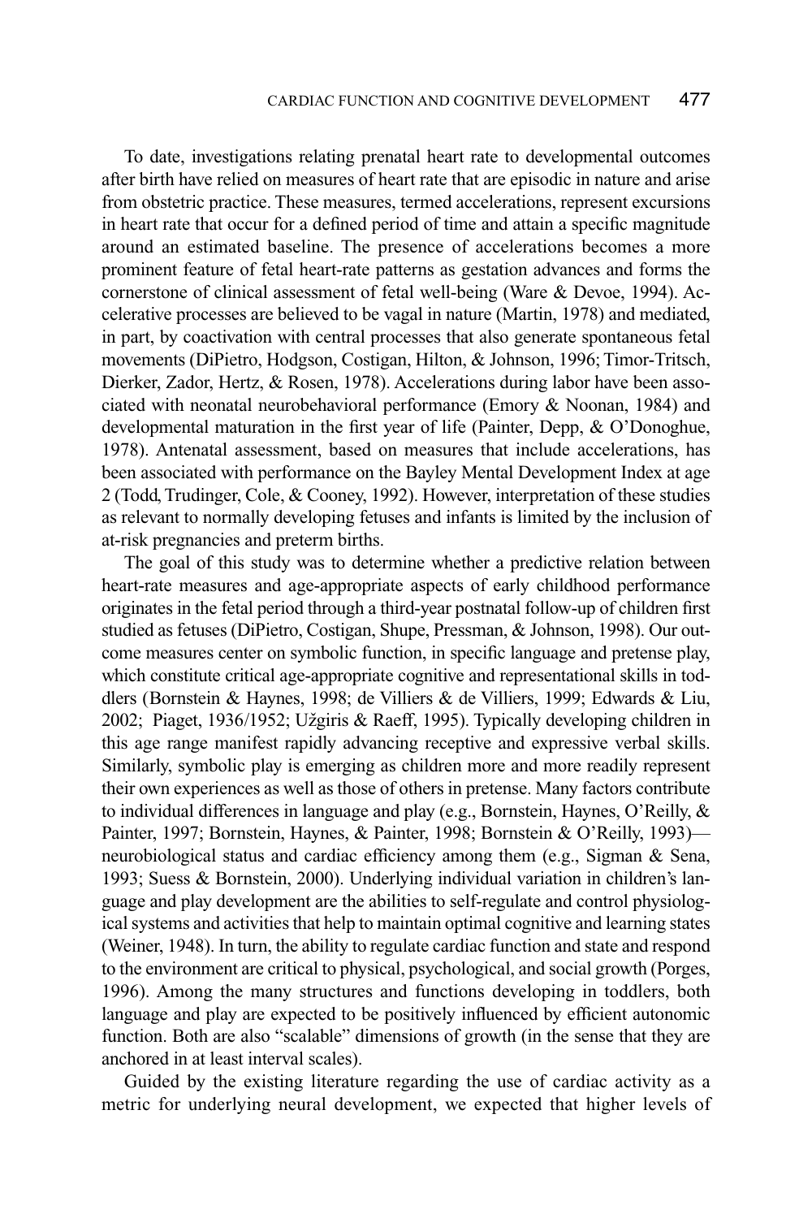To date, investigations relating prenatal heart rate to developmental outcomes after birth have relied on measures of heart rate that are episodic in nature and arise from obstetric practice. These measures, termed accelerations, represent excursions in heart rate that occur for a defined period of time and attain a specific magnitude around an estimated baseline. The presence of accelerations becomes a more prominent feature of fetal heart-rate patterns as gestation advances and forms the cornerstone of clinical assessment of fetal well-being (Ware & Devoe, 1994). Accelerative processes are believed to be vagal in nature (Martin, 1978) and mediated, in part, by coactivation with central processes that also generate spontaneous fetal movements (DiPietro, Hodgson, Costigan, Hilton, & Johnson, 1996; Timor-Tritsch, Dierker, Zador, Hertz, & Rosen, 1978). Accelerations during labor have been associated with neonatal neurobehavioral performance (Emory & Noonan, 1984) and developmental maturation in the first year of life (Painter, Depp, & O'Donoghue, 1978). Antenatal assessment, based on measures that include accelerations, has been associated with performance on the Bayley Mental Development Index at age 2 (Todd, Trudinger, Cole, & Cooney, 1992). However, interpretation of these studies as relevant to normally developing fetuses and infants is limited by the inclusion of at-risk pregnancies and preterm births.

The goal of this study was to determine whether a predictive relation between heart-rate measures and age-appropriate aspects of early childhood performance originates in the fetal period through a third-year postnatal follow-up of children first studied as fetuses (DiPietro, Costigan, Shupe, Pressman, & Johnson, 1998). Our outcome measures center on symbolic function, in specific language and pretense play, which constitute critical age-appropriate cognitive and representational skills in toddlers (Bornstein & Haynes, 1998; de Villiers & de Villiers, 1999; Edwards & Liu, 2002; Piaget, 1936/1952; Užgiris & Raeff, 1995). Typically developing children in this age range manifest rapidly advancing receptive and expressive verbal skills. Similarly, symbolic play is emerging as children more and more readily represent their own experiences as well as those of others in pretense. Many factors contribute to individual differences in language and play (e.g., Bornstein, Haynes, O'Reilly, & Painter, 1997; Bornstein, Haynes, & Painter, 1998; Bornstein & O'Reilly, 1993)—neurobiological status and cardiac efficiency among them (e.g., Sigman & Sena, 1993; Suess & Bornstein, 2000). Underlying individual variation in children's language and play development are the abilities to self-regulate and control physiological systems and activities that help to maintain optimal cognitive and learning states (Weiner, 1948). In turn, the ability to regulate cardiac function and state and respond to the environment are critical to physical, psychological, and social growth (Porges, 1996). Among the many structures and functions developing in toddlers, both language and play are expected to be positively influenced by efficient autonomic function. Both are also "scalable" dimensions of growth (in the sense that they are anchored in at least interval scales).

Guided by the existing literature regarding the use of cardiac activity as a metric for underlying neural development, we expected that higher levels of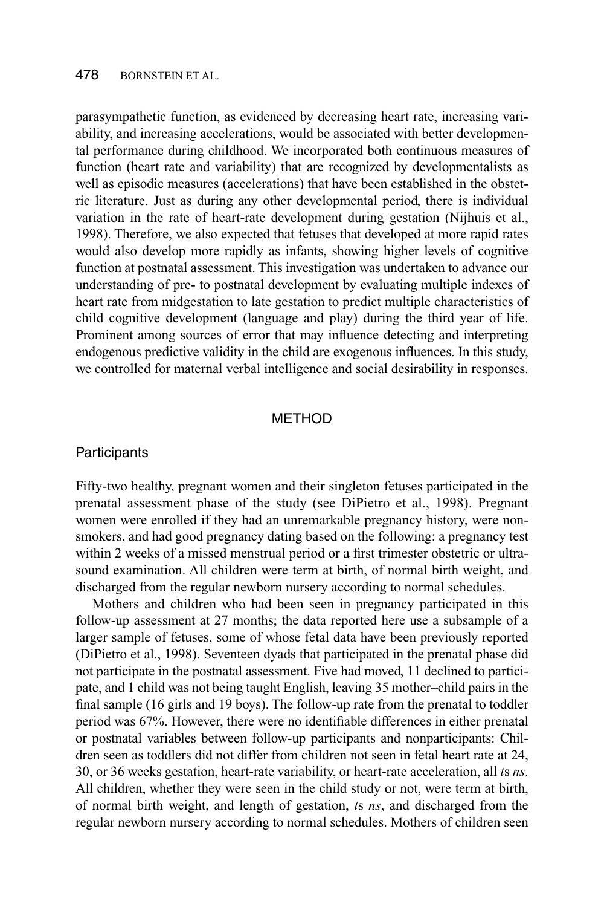parasympathetic function, as evidenced by decreasing heart rate, increasing variability, and increasing accelerations, would be associated with better developmental performance during childhood. We incorporated both continuous measures of function (heart rate and variability) that are recognized by developmentalists as well as episodic measures (accelerations) that have been established in the obstetric literature. Just as during any other developmental period, there is individual variation in the rate of heart-rate development during gestation (Nijhuis et al., 1998). Therefore, we also expected that fetuses that developed at more rapid rates would also develop more rapidly as infants, showing higher levels of cognitive function at postnatal assessment. This investigation was undertaken to advance our understanding of pre- to postnatal development by evaluating multiple indexes of heart rate from midgestation to late gestation to predict multiple characteristics of child cognitive development (language and play) during the third year of life. Prominent among sources of error that may influence detecting and interpreting endogenous predictive validity in the child are exogenous influences. In this study, we controlled for maternal verbal intelligence and social desirability in responses.

## METHOD

### Participants

Fifty-two healthy, pregnant women and their singleton fetuses participated in the prenatal assessment phase of the study (see DiPietro et al., 1998). Pregnant women were enrolled if they had an unremarkable pregnancy history, were nonsmokers, and had good pregnancy dating based on the following: a pregnancy test within 2 weeks of a missed menstrual period or a first trimester obstetric or ultrasound examination. All children were term at birth, of normal birth weight, and discharged from the regular newborn nursery according to normal schedules.

Mothers and children who had been seen in pregnancy participated in this follow-up assessment at 27 months; the data reported here use a subsample of a larger sample of fetuses, some of whose fetal data have been previously reported (DiPietro et al., 1998). Seventeen dyads that participated in the prenatal phase did not participate in the postnatal assessment. Five had moved, 11 declined to participate, and 1 child was not being taught English, leaving 35 mother–child pairs in the final sample (16 girls and 19 boys). The follow-up rate from the prenatal to toddler period was 67%. However, there were no identifiable differences in either prenatal or postnatal variables between follow-up participants and nonparticipants: Children seen as toddlers did not differ from children not seen in fetal heart rate at 24, 30, or 36 weeks gestation, heart-rate variability, or heart-rate acceleration, all *t*s *ns*. All children, whether they were seen in the child study or not, were term at birth, of normal birth weight, and length of gestation, *t*s *ns*, and discharged from the regular newborn nursery according to normal schedules. Mothers of children seen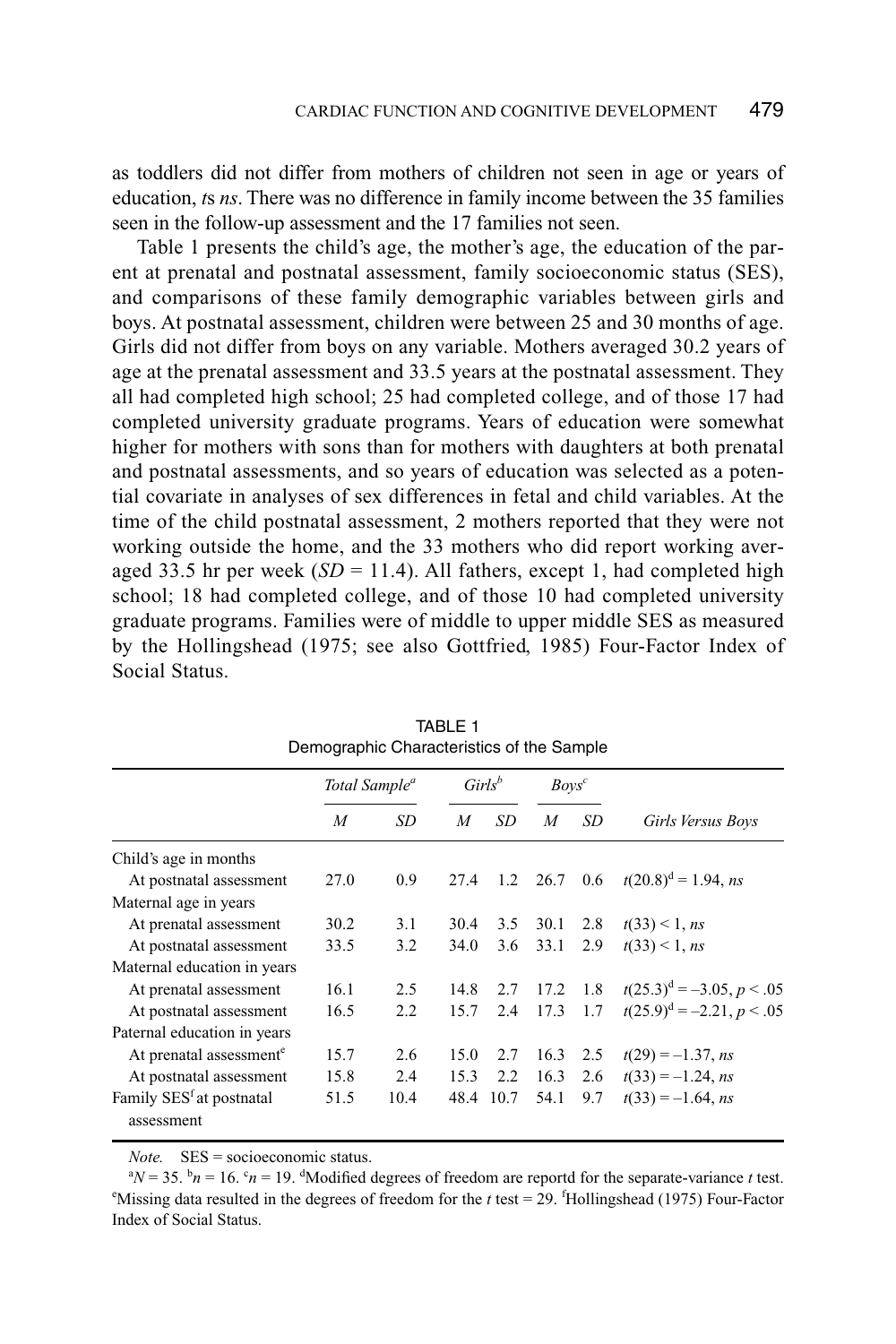as toddlers did not differ from mothers of children not seen in age or years of education, *t*s *ns*. There was no difference in family income between the 35 families seen in the follow-up assessment and the 17 families not seen.

Table 1 presents the child's age, the mother's age, the education of the parent at prenatal and postnatal assessment, family socioeconomic status (SES), and comparisons of these family demographic variables between girls and boys. At postnatal assessment, children were between 25 and 30 months of age. Girls did not differ from boys on any variable. Mothers averaged 30.2 years of age at the prenatal assessment and 33.5 years at the postnatal assessment. They all had completed high school; 25 had completed college, and of those 17 had completed university graduate programs. Years of education were somewhat higher for mothers with sons than for mothers with daughters at both prenatal and postnatal assessments, and so years of education was selected as a potential covariate in analyses of sex differences in fetal and child variables. At the time of the child postnatal assessment, 2 mothers reported that they were not working outside the home, and the 33 mothers who did report working averaged 33.5 hr per week ($SD$ = 11.4). All fathers, except 1, had completed high school; 18 had completed college, and of those 10 had completed university graduate programs. Families were of middle to upper middle SES as measured by the Hollingshead (1975; see also Gottfried, 1985) Four-Factor Index of Social Status.

TABLE 1
Demographic Characteristics of the Sample

| | *Total Sample*[a] | | *Girls*[b] | | *Boys*[c] | | |
|---|---|---|---|---|---|---|---|
| | *M* | *SD* | *M* | *SD* | *M* | *SD* | *Girls Versus Boys* |
| Child's age in months | | | | | | | |
| At postnatal assessment | 27.0 | 0.9 | 27.4 | 1.2 | 26.7 | 0.6 | $t(20.8)^{d} = 1.94$, *ns* |
| Maternal age in years | | | | | | | |
| At prenatal assessment | 30.2 | 3.1 | 30.4 | 3.5 | 30.1 | 2.8 | $t(33) < 1$, *ns* |
| At postnatal assessment | 33.5 | 3.2 | 34.0 | 3.6 | 33.1 | 2.9 | $t(33) < 1$, *ns* |
| Maternal education in years | | | | | | | |
| At prenatal assessment | 16.1 | 2.5 | 14.8 | 2.7 | 17.2 | 1.8 | $t(25.3)^{d} = -3.05$, $p < .05$ |
| At postnatal assessment | 16.5 | 2.2 | 15.7 | 2.4 | 17.3 | 1.7 | $t(25.9)^{d} = -2.21$, $p < .05$ |
| Paternal education in years | | | | | | | |
| At prenatal assessment[e] | 15.7 | 2.6 | 15.0 | 2.7 | 16.3 | 2.5 | $t(29) = -1.37$, *ns* |
| At postnatal assessment | 15.8 | 2.4 | 15.3 | 2.2 | 16.3 | 2.6 | $t(33) = -1.24$, *ns* |
| Family SES[f] at postnatal assessment | 51.5 | 10.4 | 48.4 | 10.7 | 54.1 | 9.7 | $t(33) = -1.64$, *ns* |

*Note.* SES = socioeconomic status.

[a]$N$ = 35. [b]$n$ = 16. [c]$n$ = 19. [d]Modified degrees of freedom are reportd for the separate-variance $t$ test. [e]Missing data resulted in the degrees of freedom for the $t$ test = 29. [f]Hollingshead (1975) Four-Factor Index of Social Status.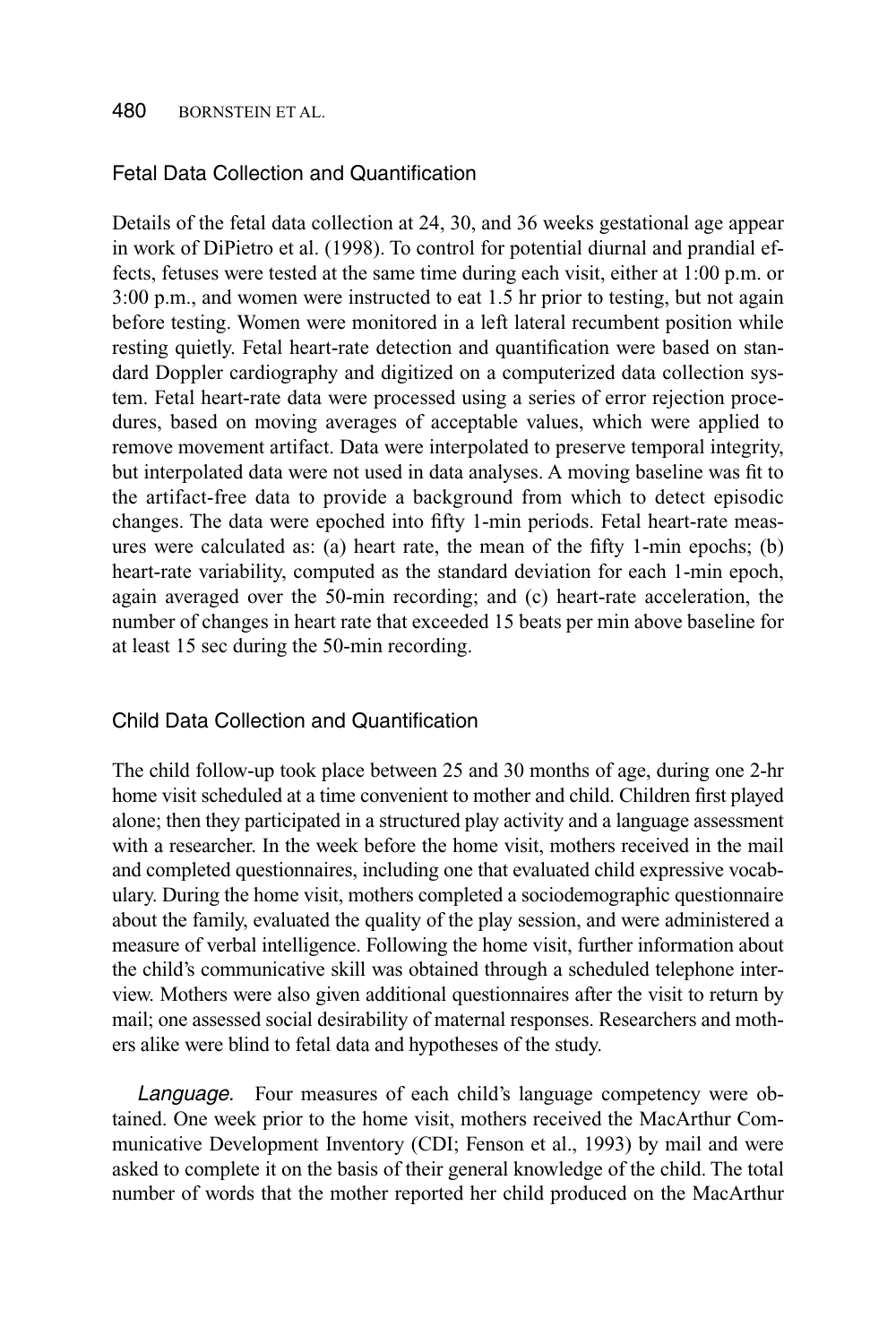### Fetal Data Collection and Quantification

Details of the fetal data collection at 24, 30, and 36 weeks gestational age appear in work of DiPietro et al. (1998). To control for potential diurnal and prandial effects, fetuses were tested at the same time during each visit, either at 1:00 p.m. or 3:00 p.m., and women were instructed to eat 1.5 hr prior to testing, but not again before testing. Women were monitored in a left lateral recumbent position while resting quietly. Fetal heart-rate detection and quantification were based on standard Doppler cardiography and digitized on a computerized data collection system. Fetal heart-rate data were processed using a series of error rejection procedures, based on moving averages of acceptable values, which were applied to remove movement artifact. Data were interpolated to preserve temporal integrity, but interpolated data were not used in data analyses. A moving baseline was fit to the artifact-free data to provide a background from which to detect episodic changes. The data were epoched into fifty 1-min periods. Fetal heart-rate measures were calculated as: (a) heart rate, the mean of the fifty 1-min epochs; (b) heart-rate variability, computed as the standard deviation for each 1-min epoch, again averaged over the 50-min recording; and (c) heart-rate acceleration, the number of changes in heart rate that exceeded 15 beats per min above baseline for at least 15 sec during the 50-min recording.

### Child Data Collection and Quantification

The child follow-up took place between 25 and 30 months of age, during one 2-hr home visit scheduled at a time convenient to mother and child. Children first played alone; then they participated in a structured play activity and a language assessment with a researcher. In the week before the home visit, mothers received in the mail and completed questionnaires, including one that evaluated child expressive vocabulary. During the home visit, mothers completed a sociodemographic questionnaire about the family, evaluated the quality of the play session, and were administered a measure of verbal intelligence. Following the home visit, further information about the child's communicative skill was obtained through a scheduled telephone interview. Mothers were also given additional questionnaires after the visit to return by mail; one assessed social desirability of maternal responses. Researchers and mothers alike were blind to fetal data and hypotheses of the study.

*Language.* Four measures of each child's language competency were obtained. One week prior to the home visit, mothers received the MacArthur Communicative Development Inventory (CDI; Fenson et al., 1993) by mail and were asked to complete it on the basis of their general knowledge of the child. The total number of words that the mother reported her child produced on the MacArthur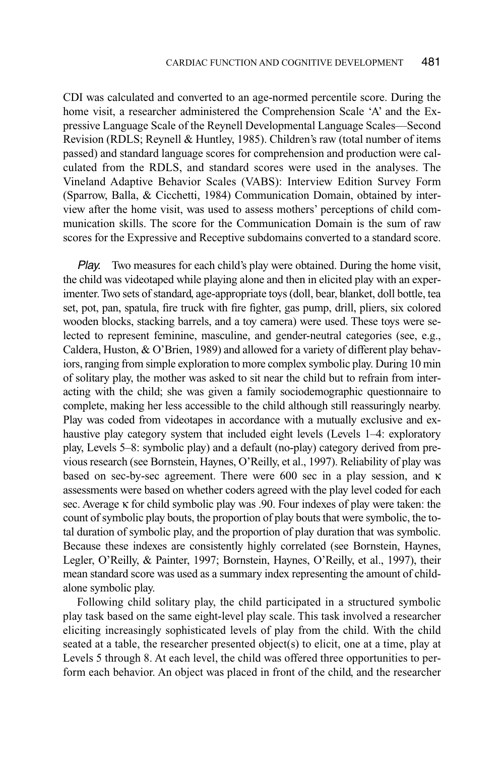CDI was calculated and converted to an age-normed percentile score. During the home visit, a researcher administered the Comprehension Scale 'A' and the Expressive Language Scale of the Reynell Developmental Language Scales—Second Revision (RDLS; Reynell & Huntley, 1985). Children's raw (total number of items passed) and standard language scores for comprehension and production were calculated from the RDLS, and standard scores were used in the analyses. The Vineland Adaptive Behavior Scales (VABS): Interview Edition Survey Form (Sparrow, Balla, & Cicchetti, 1984) Communication Domain, obtained by interview after the home visit, was used to assess mothers' perceptions of child communication skills. The score for the Communication Domain is the sum of raw scores for the Expressive and Receptive subdomains converted to a standard score.

*Play.* Two measures for each child's play were obtained. During the home visit, the child was videotaped while playing alone and then in elicited play with an experimenter. Two sets of standard, age-appropriate toys (doll, bear, blanket, doll bottle, tea set, pot, pan, spatula, fire truck with fire fighter, gas pump, drill, pliers, six colored wooden blocks, stacking barrels, and a toy camera) were used. These toys were selected to represent feminine, masculine, and gender-neutral categories (see, e.g., Caldera, Huston, & O'Brien, 1989) and allowed for a variety of different play behaviors, ranging from simple exploration to more complex symbolic play. During 10 min of solitary play, the mother was asked to sit near the child but to refrain from interacting with the child; she was given a family sociodemographic questionnaire to complete, making her less accessible to the child although still reassuringly nearby. Play was coded from videotapes in accordance with a mutually exclusive and exhaustive play category system that included eight levels (Levels 1–4: exploratory play, Levels 5–8: symbolic play) and a default (no-play) category derived from previous research (see Bornstein, Haynes, O'Reilly, et al., 1997). Reliability of play was based on sec-by-sec agreement. There were 600 sec in a play session, and $\kappa$ assessments were based on whether coders agreed with the play level coded for each sec. Average $\kappa$ for child symbolic play was .90. Four indexes of play were taken: the count of symbolic play bouts, the proportion of play bouts that were symbolic, the total duration of symbolic play, and the proportion of play duration that was symbolic. Because these indexes are consistently highly correlated (see Bornstein, Haynes, Legler, O'Reilly, & Painter, 1997; Bornstein, Haynes, O'Reilly, et al., 1997), their mean standard score was used as a summary index representing the amount of child-alone symbolic play.

Following child solitary play, the child participated in a structured symbolic play task based on the same eight-level play scale. This task involved a researcher eliciting increasingly sophisticated levels of play from the child. With the child seated at a table, the researcher presented object(s) to elicit, one at a time, play at Levels 5 through 8. At each level, the child was offered three opportunities to perform each behavior. An object was placed in front of the child, and the researcher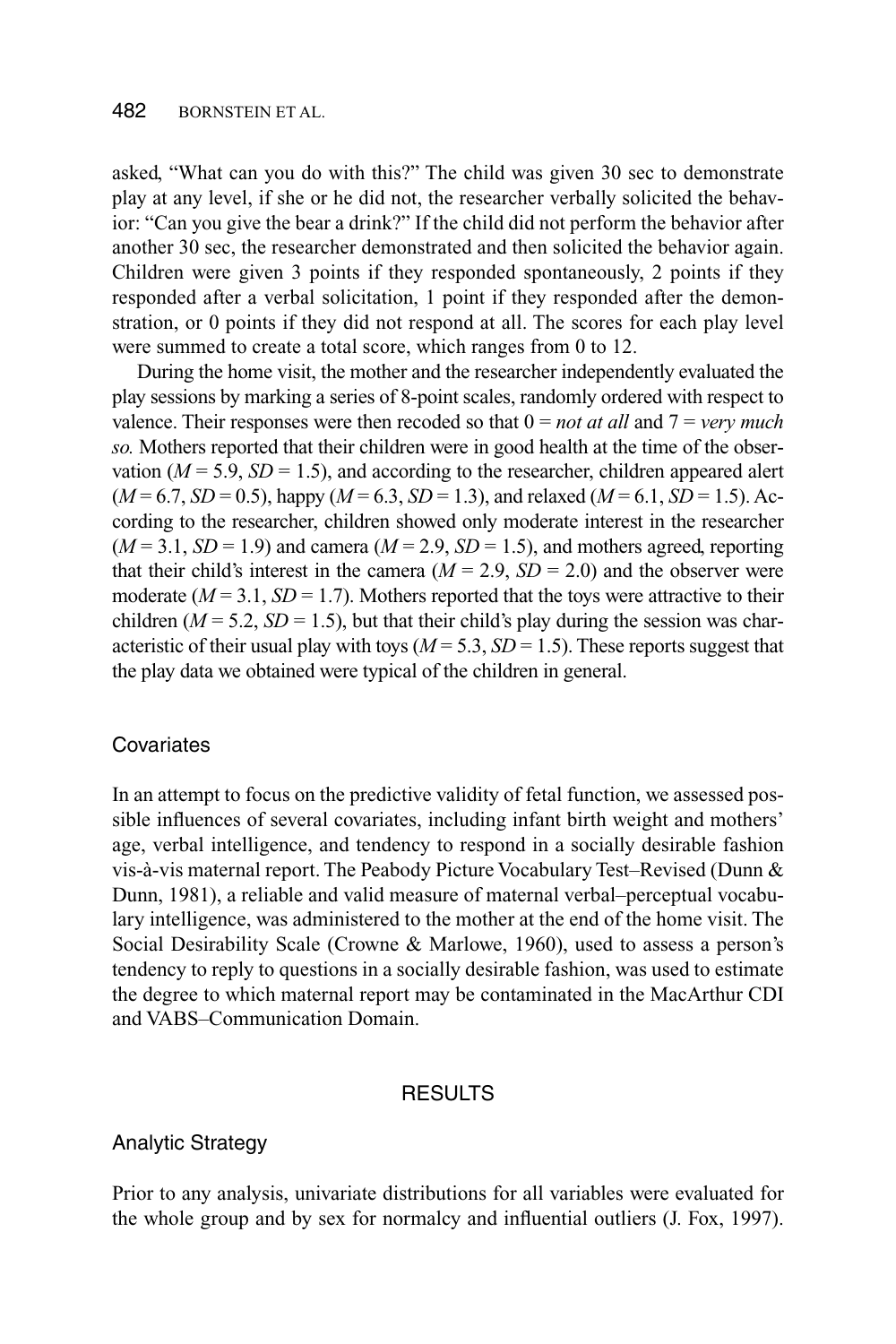asked, "What can you do with this?" The child was given 30 sec to demonstrate play at any level, if she or he did not, the researcher verbally solicited the behavior: "Can you give the bear a drink?" If the child did not perform the behavior after another 30 sec, the researcher demonstrated and then solicited the behavior again. Children were given 3 points if they responded spontaneously, 2 points if they responded after a verbal solicitation, 1 point if they responded after the demonstration, or 0 points if they did not respond at all. The scores for each play level were summed to create a total score, which ranges from 0 to 12.

During the home visit, the mother and the researcher independently evaluated the play sessions by marking a series of 8-point scales, randomly ordered with respect to valence. Their responses were then recoded so that 0 = *not at all* and 7 = *very much so.* Mothers reported that their children were in good health at the time of the observation ($M = 5.9$, $SD = 1.5$), and according to the researcher, children appeared alert ($M = 6.7$, $SD = 0.5$), happy ($M = 6.3$, $SD = 1.3$), and relaxed ($M = 6.1$, $SD = 1.5$). According to the researcher, children showed only moderate interest in the researcher ($M = 3.1$, $SD = 1.9$) and camera ($M = 2.9$, $SD = 1.5$), and mothers agreed, reporting that their child's interest in the camera ($M = 2.9$, $SD = 2.0$) and the observer were moderate ($M = 3.1$, $SD = 1.7$). Mothers reported that the toys were attractive to their children ($M = 5.2$, $SD = 1.5$), but that their child's play during the session was characteristic of their usual play with toys ($M = 5.3$, $SD = 1.5$). These reports suggest that the play data we obtained were typical of the children in general.

### Covariates

In an attempt to focus on the predictive validity of fetal function, we assessed possible influences of several covariates, including infant birth weight and mothers' age, verbal intelligence, and tendency to respond in a socially desirable fashion vis-à-vis maternal report. The Peabody Picture Vocabulary Test–Revised (Dunn & Dunn, 1981), a reliable and valid measure of maternal verbal–perceptual vocabulary intelligence, was administered to the mother at the end of the home visit. The Social Desirability Scale (Crowne & Marlowe, 1960), used to assess a person's tendency to reply to questions in a socially desirable fashion, was used to estimate the degree to which maternal report may be contaminated in the MacArthur CDI and VABS–Communication Domain.

## RESULTS

### Analytic Strategy

Prior to any analysis, univariate distributions for all variables were evaluated for the whole group and by sex for normalcy and influential outliers (J. Fox, 1997).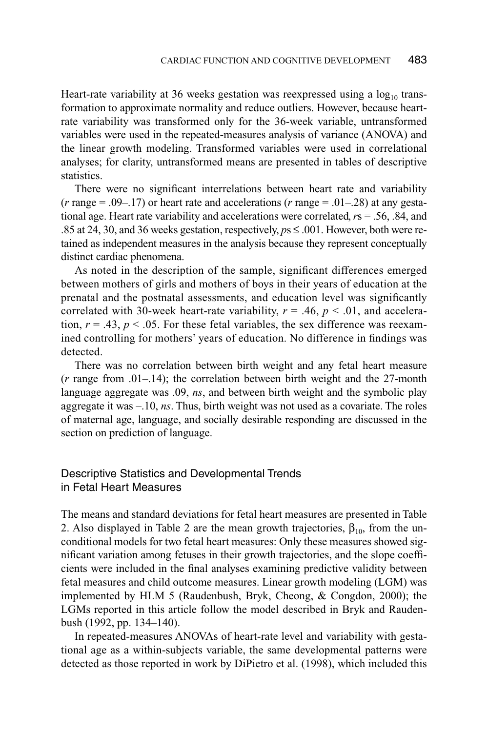Heart-rate variability at 36 weeks gestation was reexpressed using a $\log_{10}$ transformation to approximate normality and reduce outliers. However, because heart-rate variability was transformed only for the 36-week variable, untransformed variables were used in the repeated-measures analysis of variance (ANOVA) and the linear growth modeling. Transformed variables were used in correlational analyses; for clarity, untransformed means are presented in tables of descriptive statistics.

There were no significant interrelations between heart rate and variability ($r$ range = .09–.17) or heart rate and accelerations ($r$ range = .01–.28) at any gestational age. Heart rate variability and accelerations were correlated, $r$s = .56, .84, and .85 at 24, 30, and 36 weeks gestation, respectively, $p$s $\leq$ .001. However, both were retained as independent measures in the analysis because they represent conceptually distinct cardiac phenomena.

As noted in the description of the sample, significant differences emerged between mothers of girls and mothers of boys in their years of education at the prenatal and the postnatal assessments, and education level was significantly correlated with 30-week heart-rate variability, $r = .46$, $p < .01$, and acceleration, $r = .43$, $p < .05$. For these fetal variables, the sex difference was reexamined controlling for mothers' years of education. No difference in findings was detected.

There was no correlation between birth weight and any fetal heart measure ($r$ range from .01–.14); the correlation between birth weight and the 27-month language aggregate was .09, *ns*, and between birth weight and the symbolic play aggregate it was –.10, *ns*. Thus, birth weight was not used as a covariate. The roles of maternal age, language, and socially desirable responding are discussed in the section on prediction of language.

## Descriptive Statistics and Developmental Trends in Fetal Heart Measures

The means and standard deviations for fetal heart measures are presented in Table 2. Also displayed in Table 2 are the mean growth trajectories, $\beta_{10}$, from the unconditional models for two fetal heart measures: Only these measures showed significant variation among fetuses in their growth trajectories, and the slope coefficients were included in the final analyses examining predictive validity between fetal measures and child outcome measures. Linear growth modeling (LGM) was implemented by HLM 5 (Raudenbush, Bryk, Cheong, & Congdon, 2000); the LGMs reported in this article follow the model described in Bryk and Raudenbush (1992, pp. 134–140).

In repeated-measures ANOVAs of heart-rate level and variability with gestational age as a within-subjects variable, the same developmental patterns were detected as those reported in work by DiPietro et al. (1998), which included this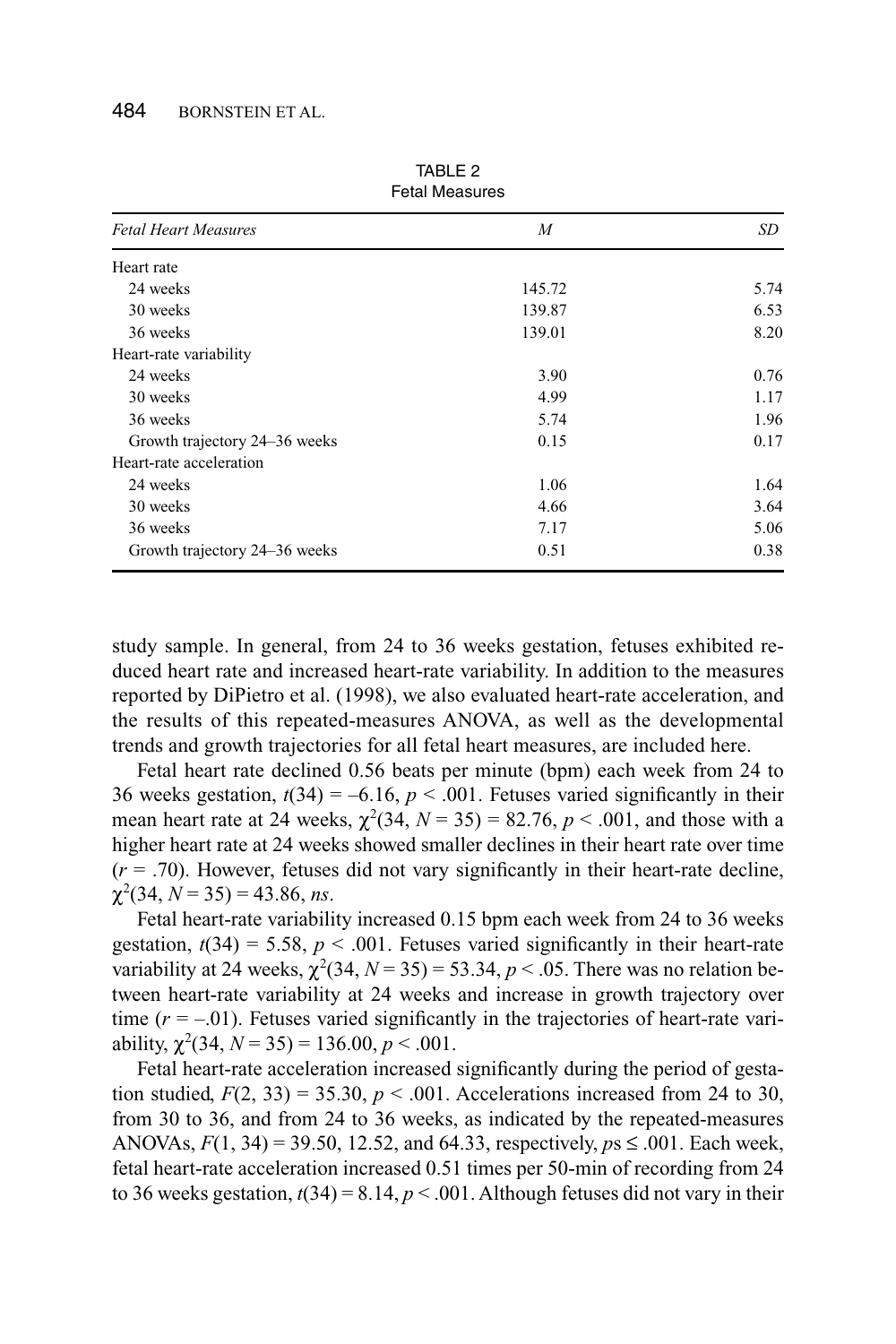TABLE 2
Fetal Measures

| *Fetal Heart Measures* | *M* | *SD* |
|---|---|---|
| Heart rate | | |
| 24 weeks | 145.72 | 5.74 |
| 30 weeks | 139.87 | 6.53 |
| 36 weeks | 139.01 | 8.20 |
| Heart-rate variability | | |
| 24 weeks | 3.90 | 0.76 |
| 30 weeks | 4.99 | 1.17 |
| 36 weeks | 5.74 | 1.96 |
| Growth trajectory 24–36 weeks | 0.15 | 0.17 |
| Heart-rate acceleration | | |
| 24 weeks | 1.06 | 1.64 |
| 30 weeks | 4.66 | 3.64 |
| 36 weeks | 7.17 | 5.06 |
| Growth trajectory 24–36 weeks | 0.51 | 0.38 |

study sample. In general, from 24 to 36 weeks gestation, fetuses exhibited reduced heart rate and increased heart-rate variability. In addition to the measures reported by DiPietro et al. (1998), we also evaluated heart-rate acceleration, and the results of this repeated-measures ANOVA, as well as the developmental trends and growth trajectories for all fetal heart measures, are included here.

Fetal heart rate declined 0.56 beats per minute (bpm) each week from 24 to 36 weeks gestation, $t(34) = -6.16$, $p < .001$. Fetuses varied significantly in their mean heart rate at 24 weeks, $\chi^2(34, N = 35) = 82.76$, $p < .001$, and those with a higher heart rate at 24 weeks showed smaller declines in their heart rate over time ($r = .70$). However, fetuses did not vary significantly in their heart-rate decline, $\chi^2(34, N = 35) = 43.86$, *ns*.

Fetal heart-rate variability increased 0.15 bpm each week from 24 to 36 weeks gestation, $t(34) = 5.58$, $p < .001$. Fetuses varied significantly in their heart-rate variability at 24 weeks, $\chi^2(34, N = 35) = 53.34$, $p < .05$. There was no relation between heart-rate variability at 24 weeks and increase in growth trajectory over time ($r = -.01$). Fetuses varied significantly in the trajectories of heart-rate variability, $\chi^2(34, N = 35) = 136.00$, $p < .001$.

Fetal heart-rate acceleration increased significantly during the period of gestation studied, $F(2, 33) = 35.30$, $p < .001$. Accelerations increased from 24 to 30, from 30 to 36, and from 24 to 36 weeks, as indicated by the repeated-measures ANOVAs, $F(1, 34) = 39.50$, 12.52, and 64.33, respectively, $ps \leq .001$. Each week, fetal heart-rate acceleration increased 0.51 times per 50-min of recording from 24 to 36 weeks gestation, $t(34) = 8.14$, $p < .001$. Although fetuses did not vary in their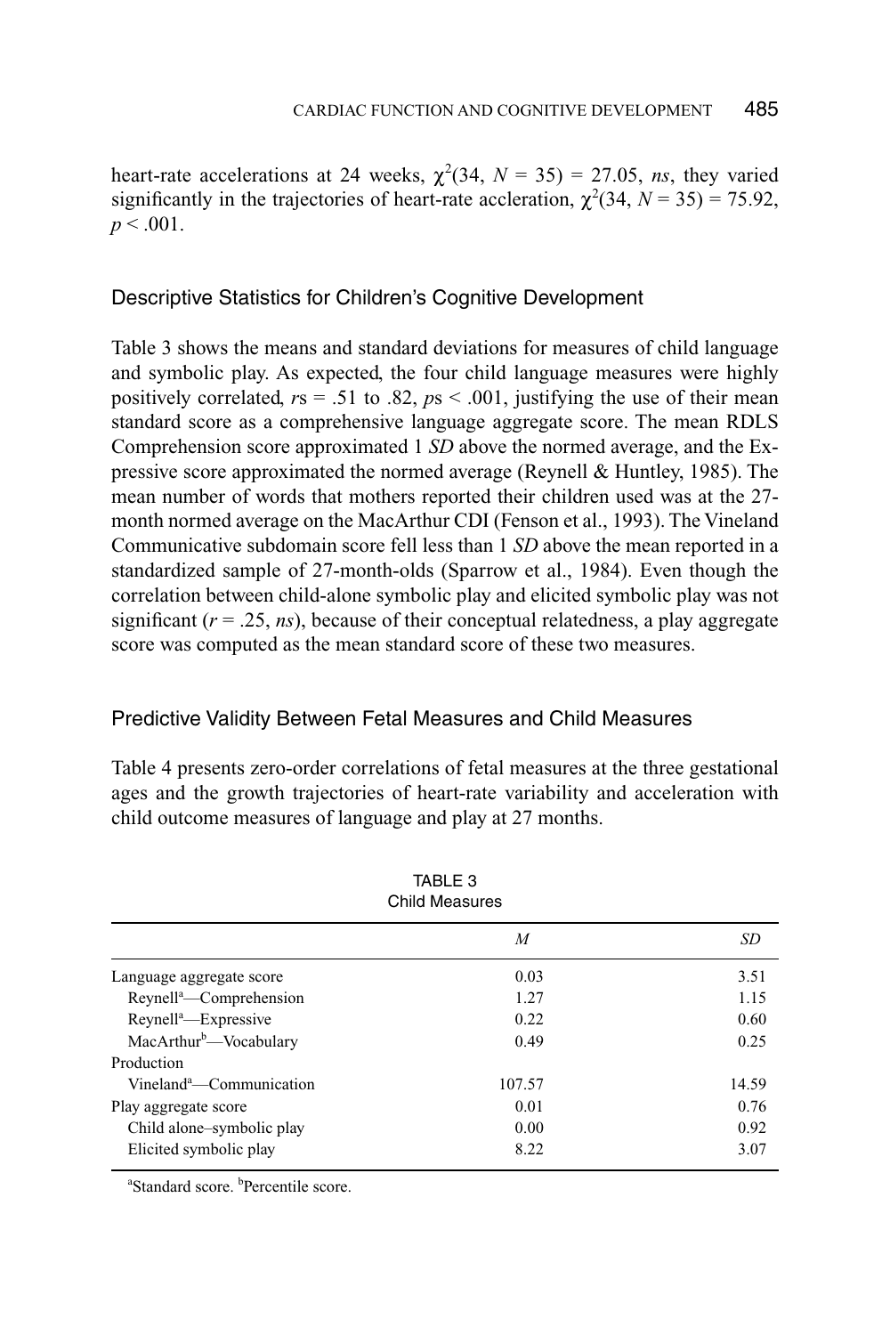heart-rate accelerations at 24 weeks, $\chi^2(34, N = 35) = 27.05$, *ns*, they varied significantly in the trajectories of heart-rate accleration, $\chi^2(34, N = 35) = 75.92$, $p < .001$.

### Descriptive Statistics for Children's Cognitive Development

Table 3 shows the means and standard deviations for measures of child language and symbolic play. As expected, the four child language measures were highly positively correlated, *r*s = .51 to .82, *p*s < .001, justifying the use of their mean standard score as a comprehensive language aggregate score. The mean RDLS Comprehension score approximated 1 *SD* above the normed average, and the Expressive score approximated the normed average (Reynell & Huntley, 1985). The mean number of words that mothers reported their children used was at the 27-month normed average on the MacArthur CDI (Fenson et al., 1993). The Vineland Communicative subdomain score fell less than 1 *SD* above the mean reported in a standardized sample of 27-month-olds (Sparrow et al., 1984). Even though the correlation between child-alone symbolic play and elicited symbolic play was not significant ($r = .25$, *ns*), because of their conceptual relatedness, a play aggregate score was computed as the mean standard score of these two measures.

### Predictive Validity Between Fetal Measures and Child Measures

Table 4 presents zero-order correlations of fetal measures at the three gestational ages and the growth trajectories of heart-rate variability and acceleration with child outcome measures of language and play at 27 months.

TABLE 3
Child Measures

| | *M* | *SD* |
|---|---|---|
| Language aggregate score | 0.03 | 3.51 |
| Reynell[a]—Comprehension | 1.27 | 1.15 |
| Reynell[a]—Expressive | 0.22 | 0.60 |
| MacArthur[b]—Vocabulary | 0.49 | 0.25 |
| Production | | |
| Vineland[a]—Communication | 107.57 | 14.59 |
| Play aggregate score | 0.01 | 0.76 |
| Child alone–symbolic play | 0.00 | 0.92 |
| Elicited symbolic play | 8.22 | 3.07 |

[a]Standard score. [b]Percentile score.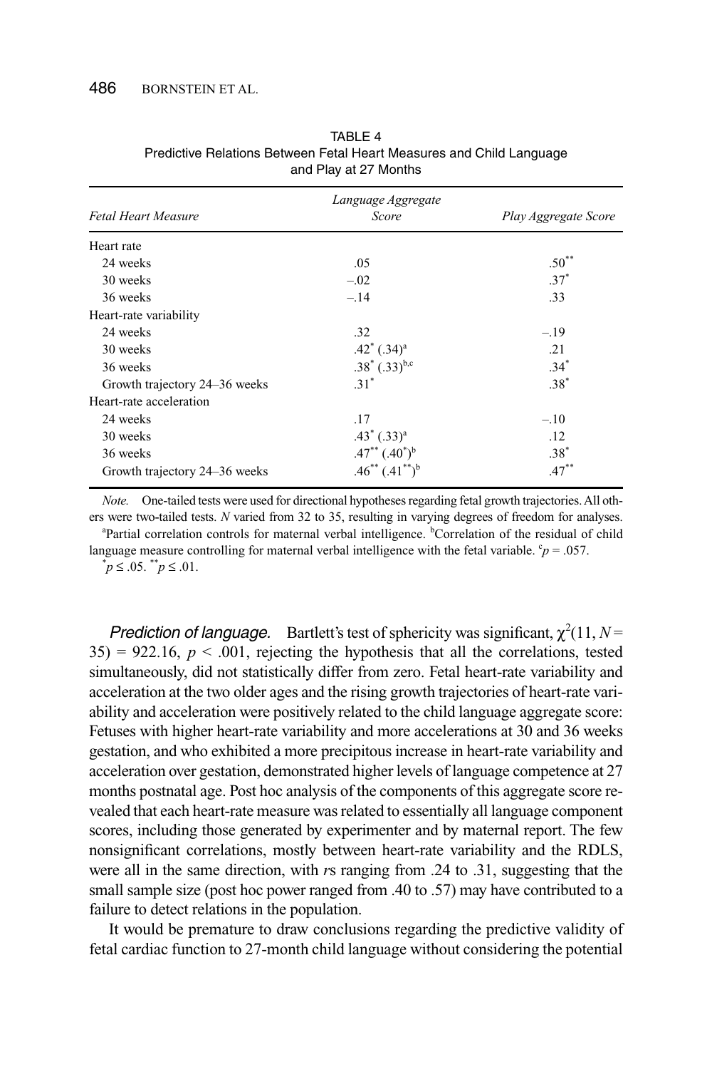TABLE 4
Predictive Relations Between Fetal Heart Measures and Child Language and Play at 27 Months

| *Fetal Heart Measure* | *Language Aggregate Score* | *Play Aggregate Score* |
|---|---|---|
| Heart rate | | |
| 24 weeks | .05 | .50** |
| 30 weeks | –.02 | .37* |
| 36 weeks | –.14 | .33 |
| Heart-rate variability | | |
| 24 weeks | .32 | –.19 |
| 30 weeks | .42* (.34)[a] | .21 |
| 36 weeks | .38* (.33)[b,c] | .34* |
| Growth trajectory 24–36 weeks | .31* | .38* |
| Heart-rate acceleration | | |
| 24 weeks | .17 | –.10 |
| 30 weeks | .43* (.33)[a] | .12 |
| 36 weeks | .47** (.40*)[b] | .38* |
| Growth trajectory 24–36 weeks | .46** (.41**)[b] | .47** |

*Note.* One-tailed tests were used for directional hypotheses regarding fetal growth trajectories. All others were two-tailed tests. *N* varied from 32 to 35, resulting in varying degrees of freedom for analyses.
[a]Partial correlation controls for maternal verbal intelligence. [b]Correlation of the residual of child language measure controlling for maternal verbal intelligence with the fetal variable. [c]$p = .057$.
*$p \leq .05$. **$p \leq .01$.

*Prediction of language.* Bartlett's test of sphericity was significant, $\chi^2(11, N = 35) = 922.16$, $p < .001$, rejecting the hypothesis that all the correlations, tested simultaneously, did not statistically differ from zero. Fetal heart-rate variability and acceleration at the two older ages and the rising growth trajectories of heart-rate variability and acceleration were positively related to the child language aggregate score: Fetuses with higher heart-rate variability and more accelerations at 30 and 36 weeks gestation, and who exhibited a more precipitous increase in heart-rate variability and acceleration over gestation, demonstrated higher levels of language competence at 27 months postnatal age. Post hoc analysis of the components of this aggregate score revealed that each heart-rate measure was related to essentially all language component scores, including those generated by experimenter and by maternal report. The few nonsignificant correlations, mostly between heart-rate variability and the RDLS, were all in the same direction, with *r*s ranging from .24 to .31, suggesting that the small sample size (post hoc power ranged from .40 to .57) may have contributed to a failure to detect relations in the population.

It would be premature to draw conclusions regarding the predictive validity of fetal cardiac function to 27-month child language without considering the potential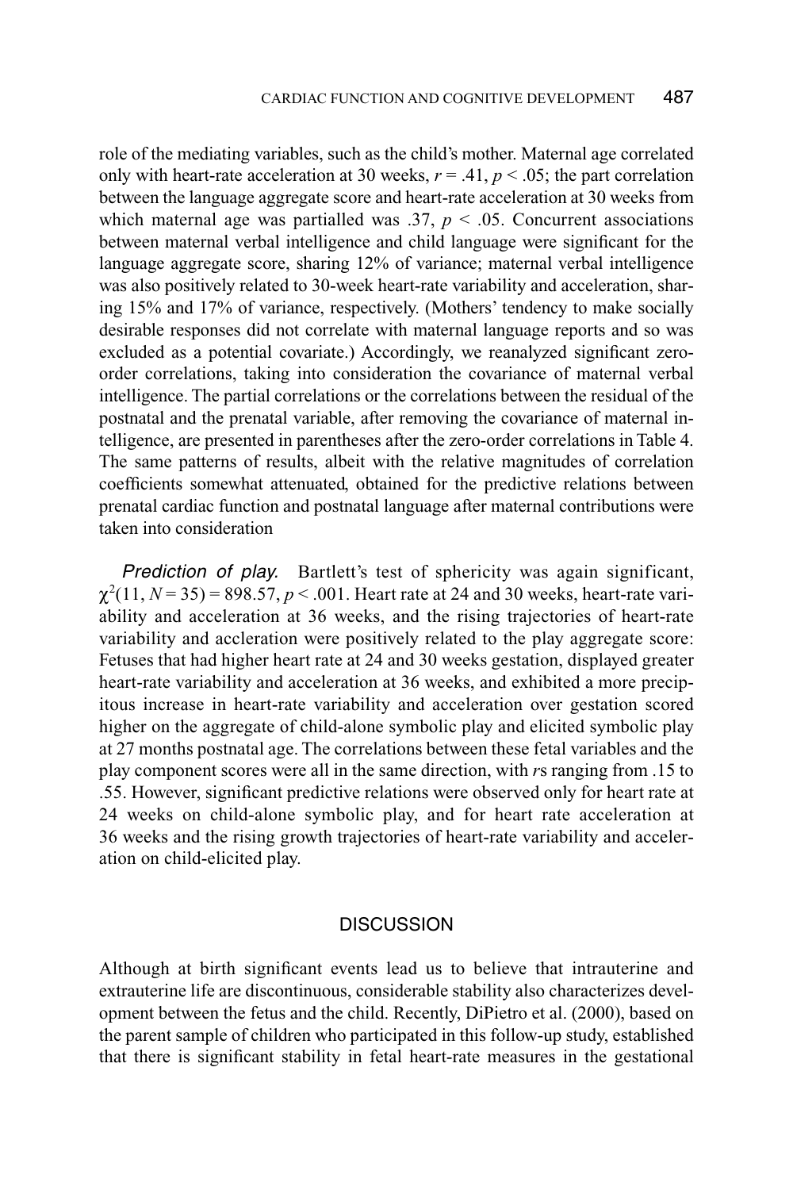role of the mediating variables, such as the child's mother. Maternal age correlated only with heart-rate acceleration at 30 weeks, $r = .41$, $p < .05$; the part correlation between the language aggregate score and heart-rate acceleration at 30 weeks from which maternal age was partialled was .37, $p < .05$. Concurrent associations between maternal verbal intelligence and child language were significant for the language aggregate score, sharing 12% of variance; maternal verbal intelligence was also positively related to 30-week heart-rate variability and acceleration, sharing 15% and 17% of variance, respectively. (Mothers' tendency to make socially desirable responses did not correlate with maternal language reports and so was excluded as a potential covariate.) Accordingly, we reanalyzed significant zero-order correlations, taking into consideration the covariance of maternal verbal intelligence. The partial correlations or the correlations between the residual of the postnatal and the prenatal variable, after removing the covariance of maternal intelligence, are presented in parentheses after the zero-order correlations in Table 4. The same patterns of results, albeit with the relative magnitudes of correlation coefficients somewhat attenuated, obtained for the predictive relations between prenatal cardiac function and postnatal language after maternal contributions were taken into consideration

*Prediction of play.* Bartlett's test of sphericity was again significant, $\chi^2(11, N = 35) = 898.57$, $p < .001$. Heart rate at 24 and 30 weeks, heart-rate variability and acceleration at 36 weeks, and the rising trajectories of heart-rate variability and accleration were positively related to the play aggregate score: Fetuses that had higher heart rate at 24 and 30 weeks gestation, displayed greater heart-rate variability and acceleration at 36 weeks, and exhibited a more precipitous increase in heart-rate variability and acceleration over gestation scored higher on the aggregate of child-alone symbolic play and elicited symbolic play at 27 months postnatal age. The correlations between these fetal variables and the play component scores were all in the same direction, with *r*s ranging from .15 to .55. However, significant predictive relations were observed only for heart rate at 24 weeks on child-alone symbolic play, and for heart rate acceleration at 36 weeks and the rising growth trajectories of heart-rate variability and acceleration on child-elicited play.

## DISCUSSION

Although at birth significant events lead us to believe that intrauterine and extrauterine life are discontinuous, considerable stability also characterizes development between the fetus and the child. Recently, DiPietro et al. (2000), based on the parent sample of children who participated in this follow-up study, established that there is significant stability in fetal heart-rate measures in the gestational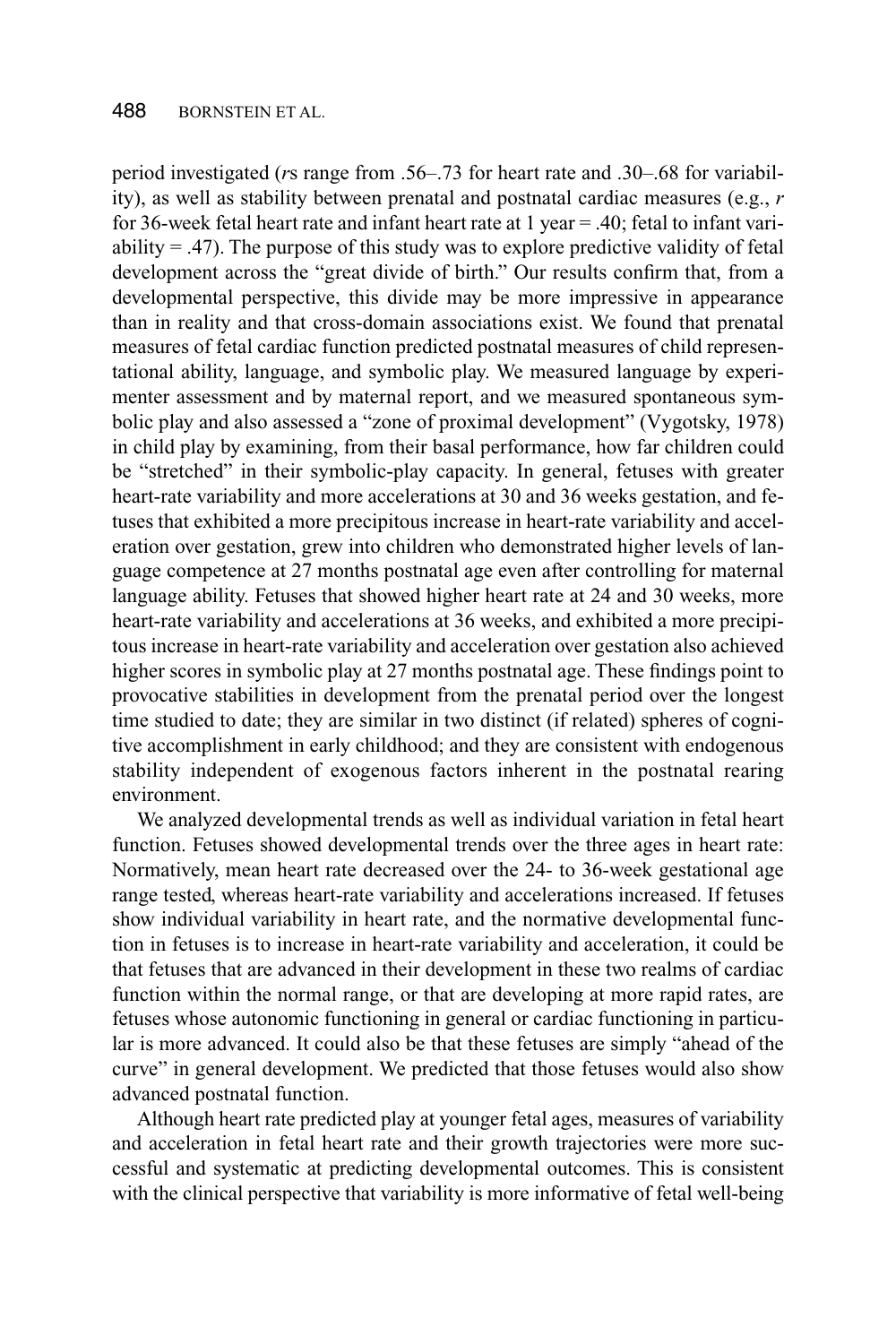period investigated (*r*s range from .56–.73 for heart rate and .30–.68 for variability), as well as stability between prenatal and postnatal cardiac measures (e.g., *r* for 36-week fetal heart rate and infant heart rate at 1 year = .40; fetal to infant variability = .47). The purpose of this study was to explore predictive validity of fetal development across the "great divide of birth." Our results confirm that, from a developmental perspective, this divide may be more impressive in appearance than in reality and that cross-domain associations exist. We found that prenatal measures of fetal cardiac function predicted postnatal measures of child representational ability, language, and symbolic play. We measured language by experimenter assessment and by maternal report, and we measured spontaneous symbolic play and also assessed a "zone of proximal development" (Vygotsky, 1978) in child play by examining, from their basal performance, how far children could be "stretched" in their symbolic-play capacity. In general, fetuses with greater heart-rate variability and more accelerations at 30 and 36 weeks gestation, and fetuses that exhibited a more precipitous increase in heart-rate variability and acceleration over gestation, grew into children who demonstrated higher levels of language competence at 27 months postnatal age even after controlling for maternal language ability. Fetuses that showed higher heart rate at 24 and 30 weeks, more heart-rate variability and accelerations at 36 weeks, and exhibited a more precipitous increase in heart-rate variability and acceleration over gestation also achieved higher scores in symbolic play at 27 months postnatal age. These findings point to provocative stabilities in development from the prenatal period over the longest time studied to date; they are similar in two distinct (if related) spheres of cognitive accomplishment in early childhood; and they are consistent with endogenous stability independent of exogenous factors inherent in the postnatal rearing environment.

We analyzed developmental trends as well as individual variation in fetal heart function. Fetuses showed developmental trends over the three ages in heart rate: Normatively, mean heart rate decreased over the 24- to 36-week gestational age range tested, whereas heart-rate variability and accelerations increased. If fetuses show individual variability in heart rate, and the normative developmental function in fetuses is to increase in heart-rate variability and acceleration, it could be that fetuses that are advanced in their development in these two realms of cardiac function within the normal range, or that are developing at more rapid rates, are fetuses whose autonomic functioning in general or cardiac functioning in particular is more advanced. It could also be that these fetuses are simply "ahead of the curve" in general development. We predicted that those fetuses would also show advanced postnatal function.

Although heart rate predicted play at younger fetal ages, measures of variability and acceleration in fetal heart rate and their growth trajectories were more successful and systematic at predicting developmental outcomes. This is consistent with the clinical perspective that variability is more informative of fetal well-being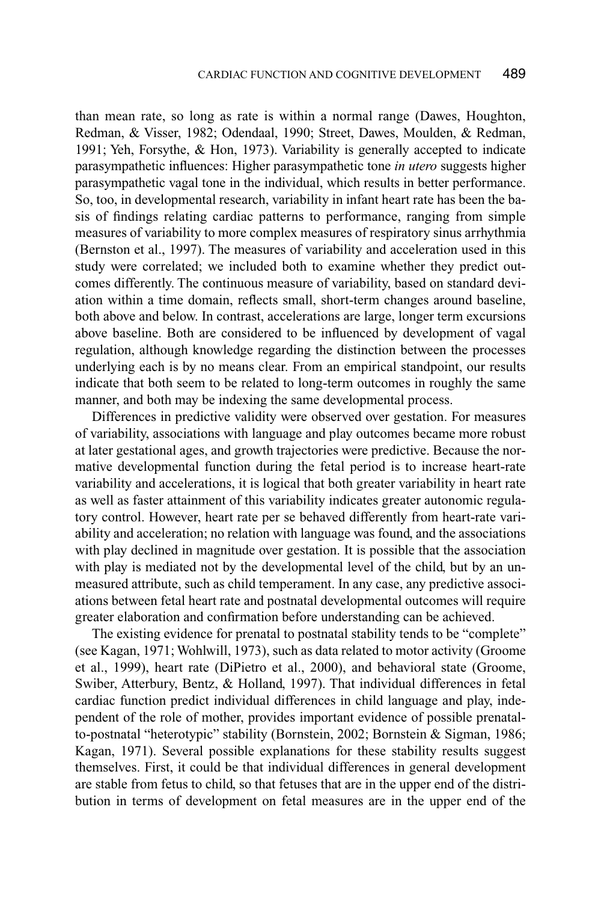than mean rate, so long as rate is within a normal range (Dawes, Houghton, Redman, & Visser, 1982; Odendaal, 1990; Street, Dawes, Moulden, & Redman, 1991; Yeh, Forsythe, & Hon, 1973). Variability is generally accepted to indicate parasympathetic influences: Higher parasympathetic tone *in utero* suggests higher parasympathetic vagal tone in the individual, which results in better performance. So, too, in developmental research, variability in infant heart rate has been the basis of findings relating cardiac patterns to performance, ranging from simple measures of variability to more complex measures of respiratory sinus arrhythmia (Bernston et al., 1997). The measures of variability and acceleration used in this study were correlated; we included both to examine whether they predict outcomes differently. The continuous measure of variability, based on standard deviation within a time domain, reflects small, short-term changes around baseline, both above and below. In contrast, accelerations are large, longer term excursions above baseline. Both are considered to be influenced by development of vagal regulation, although knowledge regarding the distinction between the processes underlying each is by no means clear. From an empirical standpoint, our results indicate that both seem to be related to long-term outcomes in roughly the same manner, and both may be indexing the same developmental process.

Differences in predictive validity were observed over gestation. For measures of variability, associations with language and play outcomes became more robust at later gestational ages, and growth trajectories were predictive. Because the normative developmental function during the fetal period is to increase heart-rate variability and accelerations, it is logical that both greater variability in heart rate as well as faster attainment of this variability indicates greater autonomic regulatory control. However, heart rate per se behaved differently from heart-rate variability and acceleration; no relation with language was found, and the associations with play declined in magnitude over gestation. It is possible that the association with play is mediated not by the developmental level of the child, but by an unmeasured attribute, such as child temperament. In any case, any predictive associations between fetal heart rate and postnatal developmental outcomes will require greater elaboration and confirmation before understanding can be achieved.

The existing evidence for prenatal to postnatal stability tends to be "complete" (see Kagan, 1971; Wohlwill, 1973), such as data related to motor activity (Groome et al., 1999), heart rate (DiPietro et al., 2000), and behavioral state (Groome, Swiber, Atterbury, Bentz, & Holland, 1997). That individual differences in fetal cardiac function predict individual differences in child language and play, independent of the role of mother, provides important evidence of possible prenatal-to-postnatal "heterotypic" stability (Bornstein, 2002; Bornstein & Sigman, 1986; Kagan, 1971). Several possible explanations for these stability results suggest themselves. First, it could be that individual differences in general development are stable from fetus to child, so that fetuses that are in the upper end of the distribution in terms of development on fetal measures are in the upper end of the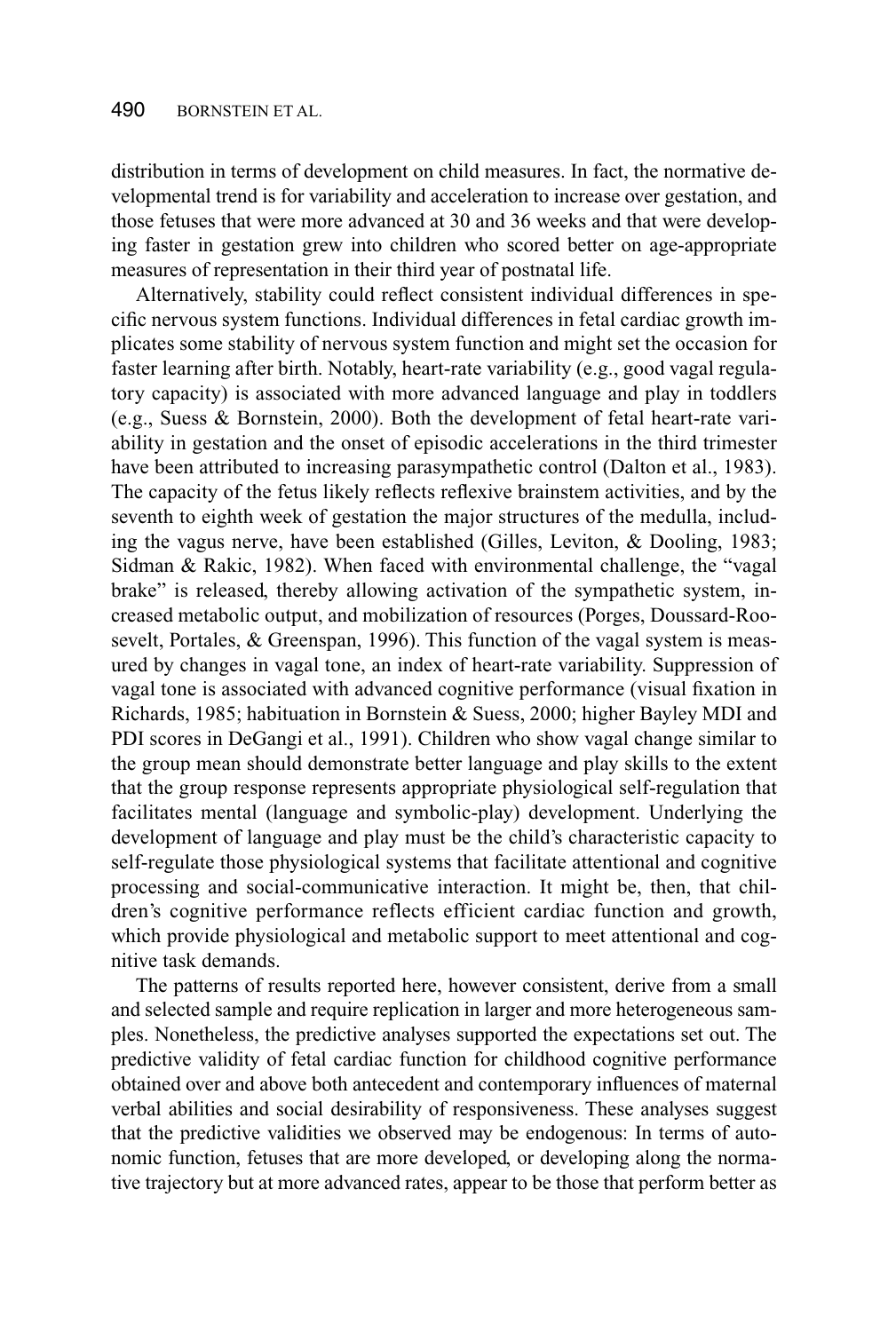distribution in terms of development on child measures. In fact, the normative developmental trend is for variability and acceleration to increase over gestation, and those fetuses that were more advanced at 30 and 36 weeks and that were developing faster in gestation grew into children who scored better on age-appropriate measures of representation in their third year of postnatal life.

Alternatively, stability could reflect consistent individual differences in specific nervous system functions. Individual differences in fetal cardiac growth implicates some stability of nervous system function and might set the occasion for faster learning after birth. Notably, heart-rate variability (e.g., good vagal regulatory capacity) is associated with more advanced language and play in toddlers (e.g., Suess & Bornstein, 2000). Both the development of fetal heart-rate variability in gestation and the onset of episodic accelerations in the third trimester have been attributed to increasing parasympathetic control (Dalton et al., 1983). The capacity of the fetus likely reflects reflexive brainstem activities, and by the seventh to eighth week of gestation the major structures of the medulla, including the vagus nerve, have been established (Gilles, Leviton, & Dooling, 1983; Sidman & Rakic, 1982). When faced with environmental challenge, the "vagal brake" is released, thereby allowing activation of the sympathetic system, increased metabolic output, and mobilization of resources (Porges, Doussard-Roosevelt, Portales, & Greenspan, 1996). This function of the vagal system is measured by changes in vagal tone, an index of heart-rate variability. Suppression of vagal tone is associated with advanced cognitive performance (visual fixation in Richards, 1985; habituation in Bornstein & Suess, 2000; higher Bayley MDI and PDI scores in DeGangi et al., 1991). Children who show vagal change similar to the group mean should demonstrate better language and play skills to the extent that the group response represents appropriate physiological self-regulation that facilitates mental (language and symbolic-play) development. Underlying the development of language and play must be the child's characteristic capacity to self-regulate those physiological systems that facilitate attentional and cognitive processing and social-communicative interaction. It might be, then, that children's cognitive performance reflects efficient cardiac function and growth, which provide physiological and metabolic support to meet attentional and cognitive task demands.

The patterns of results reported here, however consistent, derive from a small and selected sample and require replication in larger and more heterogeneous samples. Nonetheless, the predictive analyses supported the expectations set out. The predictive validity of fetal cardiac function for childhood cognitive performance obtained over and above both antecedent and contemporary influences of maternal verbal abilities and social desirability of responsiveness. These analyses suggest that the predictive validities we observed may be endogenous: In terms of autonomic function, fetuses that are more developed, or developing along the normative trajectory but at more advanced rates, appear to be those that perform better as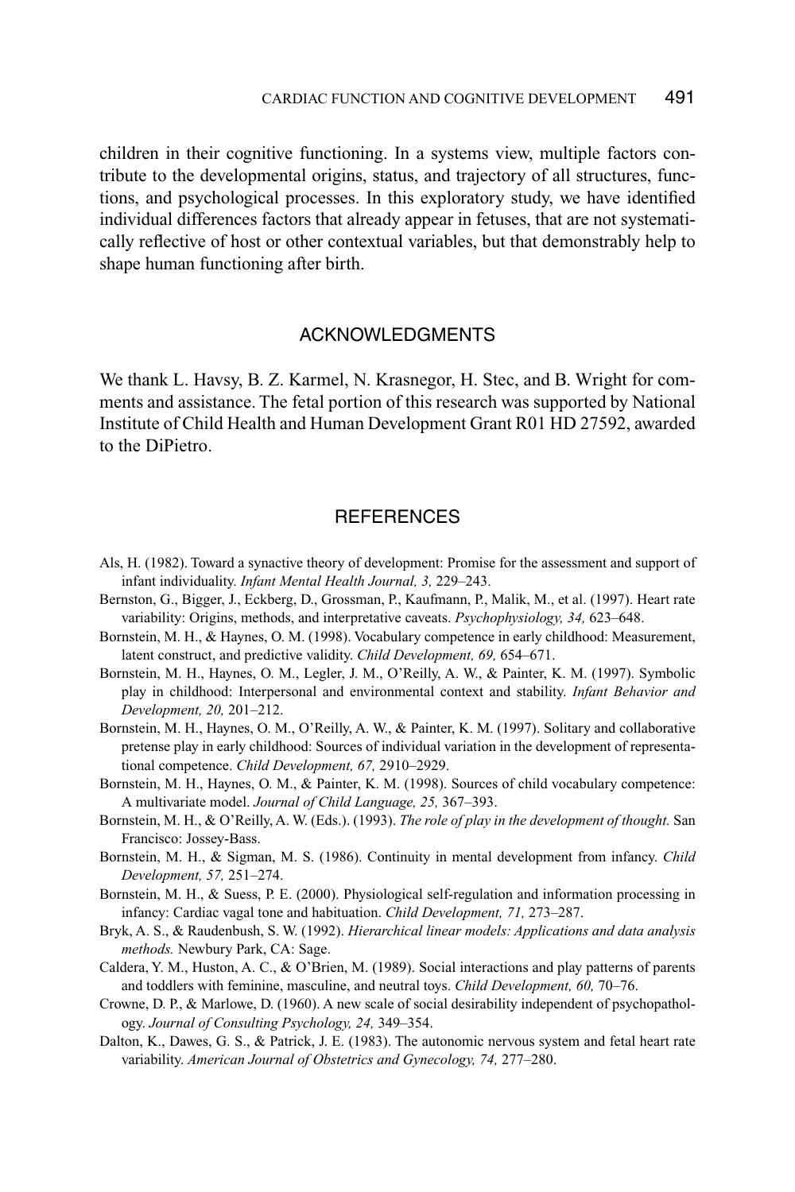children in their cognitive functioning. In a systems view, multiple factors contribute to the developmental origins, status, and trajectory of all structures, functions, and psychological processes. In this exploratory study, we have identified individual differences factors that already appear in fetuses, that are not systematically reflective of host or other contextual variables, but that demonstrably help to shape human functioning after birth.

## ACKNOWLEDGMENTS

We thank L. Havsy, B. Z. Karmel, N. Krasnegor, H. Stec, and B. Wright for comments and assistance. The fetal portion of this research was supported by National Institute of Child Health and Human Development Grant R01 HD 27592, awarded to the DiPietro.

## REFERENCES

Als, H. (1982). Toward a synactive theory of development: Promise for the assessment and support of infant individuality. *Infant Mental Health Journal, 3,* 229–243.

Bernston, G., Bigger, J., Eckberg, D., Grossman, P., Kaufmann, P., Malik, M., et al. (1997). Heart rate variability: Origins, methods, and interpretative caveats. *Psychophysiology, 34,* 623–648.

Bornstein, M. H., & Haynes, O. M. (1998). Vocabulary competence in early childhood: Measurement, latent construct, and predictive validity. *Child Development, 69,* 654–671.

Bornstein, M. H., Haynes, O. M., Legler, J. M., O'Reilly, A. W., & Painter, K. M. (1997). Symbolic play in childhood: Interpersonal and environmental context and stability. *Infant Behavior and Development, 20,* 201–212.

Bornstein, M. H., Haynes, O. M., O'Reilly, A. W., & Painter, K. M. (1997). Solitary and collaborative pretense play in early childhood: Sources of individual variation in the development of representational competence. *Child Development, 67,* 2910–2929.

Bornstein, M. H., Haynes, O. M., & Painter, K. M. (1998). Sources of child vocabulary competence: A multivariate model. *Journal of Child Language, 25,* 367–393.

Bornstein, M. H., & O'Reilly, A. W. (Eds.). (1993). *The role of play in the development of thought.* San Francisco: Jossey-Bass.

Bornstein, M. H., & Sigman, M. S. (1986). Continuity in mental development from infancy. *Child Development, 57,* 251–274.

Bornstein, M. H., & Suess, P. E. (2000). Physiological self-regulation and information processing in infancy: Cardiac vagal tone and habituation. *Child Development, 71,* 273–287.

Bryk, A. S., & Raudenbush, S. W. (1992). *Hierarchical linear models: Applications and data analysis methods.* Newbury Park, CA: Sage.

Caldera, Y. M., Huston, A. C., & O'Brien, M. (1989). Social interactions and play patterns of parents and toddlers with feminine, masculine, and neutral toys. *Child Development, 60,* 70–76.

Crowne, D. P., & Marlowe, D. (1960). A new scale of social desirability independent of psychopathology. *Journal of Consulting Psychology, 24,* 349–354.

Dalton, K., Dawes, G. S., & Patrick, J. E. (1983). The autonomic nervous system and fetal heart rate variability. *American Journal of Obstetrics and Gynecology, 74,* 277–280.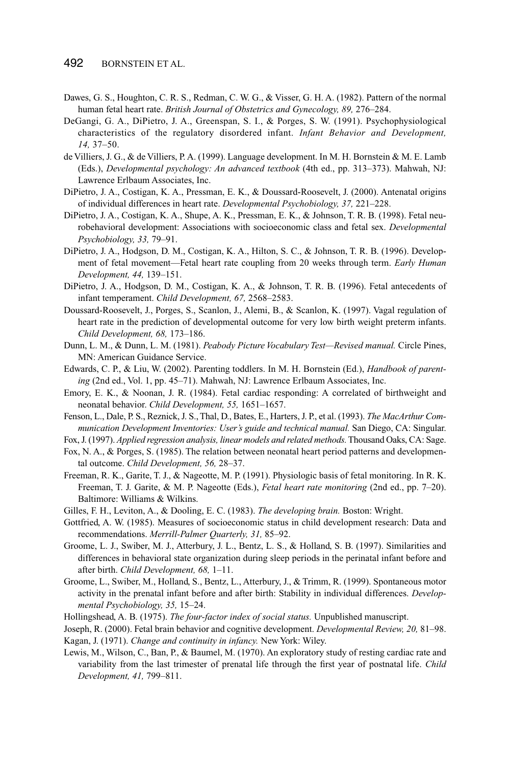Dawes, G. S., Houghton, C. R. S., Redman, C. W. G., & Visser, G. H. A. (1982). Pattern of the normal human fetal heart rate. *British Journal of Obstetrics and Gynecology, 89,* 276–284.

DeGangi, G. A., DiPietro, J. A., Greenspan, S. I., & Porges, S. W. (1991). Psychophysiological characteristics of the regulatory disordered infant. *Infant Behavior and Development, 14,* 37–50.

de Villiers, J. G., & de Villiers, P. A. (1999). Language development. In M. H. Bornstein & M. E. Lamb (Eds.), *Developmental psychology: An advanced textbook* (4th ed., pp. 313–373). Mahwah, NJ: Lawrence Erlbaum Associates, Inc.

DiPietro, J. A., Costigan, K. A., Pressman, E. K., & Doussard-Roosevelt, J. (2000). Antenatal origins of individual differences in heart rate. *Developmental Psychobiology, 37,* 221–228.

DiPietro, J. A., Costigan, K. A., Shupe, A. K., Pressman, E. K., & Johnson, T. R. B. (1998). Fetal neurobehavioral development: Associations with socioeconomic class and fetal sex. *Developmental Psychobiology, 33,* 79–91.

DiPietro, J. A., Hodgson, D. M., Costigan, K. A., Hilton, S. C., & Johnson, T. R. B. (1996). Development of fetal movement—Fetal heart rate coupling from 20 weeks through term. *Early Human Development, 44,* 139–151.

DiPietro, J. A., Hodgson, D. M., Costigan, K. A., & Johnson, T. R. B. (1996). Fetal antecedents of infant temperament. *Child Development, 67,* 2568–2583.

Doussard-Roosevelt, J., Porges, S., Scanlon, J., Alemi, B., & Scanlon, K. (1997). Vagal regulation of heart rate in the prediction of developmental outcome for very low birth weight preterm infants. *Child Development, 68,* 173–186.

Dunn, L. M., & Dunn, L. M. (1981). *Peabody Picture Vocabulary Test—Revised manual.* Circle Pines, MN: American Guidance Service.

Edwards, C. P., & Liu, W. (2002). Parenting toddlers. In M. H. Bornstein (Ed.), *Handbook of parenting* (2nd ed., Vol. 1, pp. 45–71). Mahwah, NJ: Lawrence Erlbaum Associates, Inc.

Emory, E. K., & Noonan, J. R. (1984). Fetal cardiac responding: A correlated of birthweight and neonatal behavior. *Child Development, 55,* 1651–1657.

Fenson, L., Dale, P. S., Reznick, J. S., Thal, D., Bates, E., Harters, J. P., et al. (1993). *The MacArthur Communication Development Inventories: User's guide and technical manual.* San Diego, CA: Singular.

Fox, J. (1997). *Applied regression analysis, linear models and related methods.* Thousand Oaks, CA: Sage.

Fox, N. A., & Porges, S. (1985). The relation between neonatal heart period patterns and developmental outcome. *Child Development, 56,* 28–37.

Freeman, R. K., Garite, T. J., & Nageotte, M. P. (1991). Physiologic basis of fetal monitoring. In R. K. Freeman, T. J. Garite, & M. P. Nageotte (Eds.), *Fetal heart rate monitoring* (2nd ed., pp. 7–20). Baltimore: Williams & Wilkins.

Gilles, F. H., Leviton, A., & Dooling, E. C. (1983). *The developing brain.* Boston: Wright.

Gottfried, A. W. (1985). Measures of socioeconomic status in child development research: Data and recommendations. *Merrill-Palmer Quarterly, 31,* 85–92.

Groome, L. J., Swiber, M. J., Atterbury, J. L., Bentz, L. S., & Holland, S. B. (1997). Similarities and differences in behavioral state organization during sleep periods in the perinatal infant before and after birth. *Child Development, 68,* 1–11.

Groome, L., Swiber, M., Holland, S., Bentz, L., Atterbury, J., & Trimm, R. (1999). Spontaneous motor activity in the prenatal infant before and after birth: Stability in individual differences. *Developmental Psychobiology, 35,* 15–24.

Hollingshead, A. B. (1975). *The four-factor index of social status.* Unpublished manuscript.

Joseph, R. (2000). Fetal brain behavior and cognitive development. *Developmental Review, 20,* 81–98.

Kagan, J. (1971). *Change and continuity in infancy.* New York: Wiley.

Lewis, M., Wilson, C., Ban, P., & Baumel, M. (1970). An exploratory study of resting cardiac rate and variability from the last trimester of prenatal life through the first year of postnatal life. *Child Development, 41,* 799–811.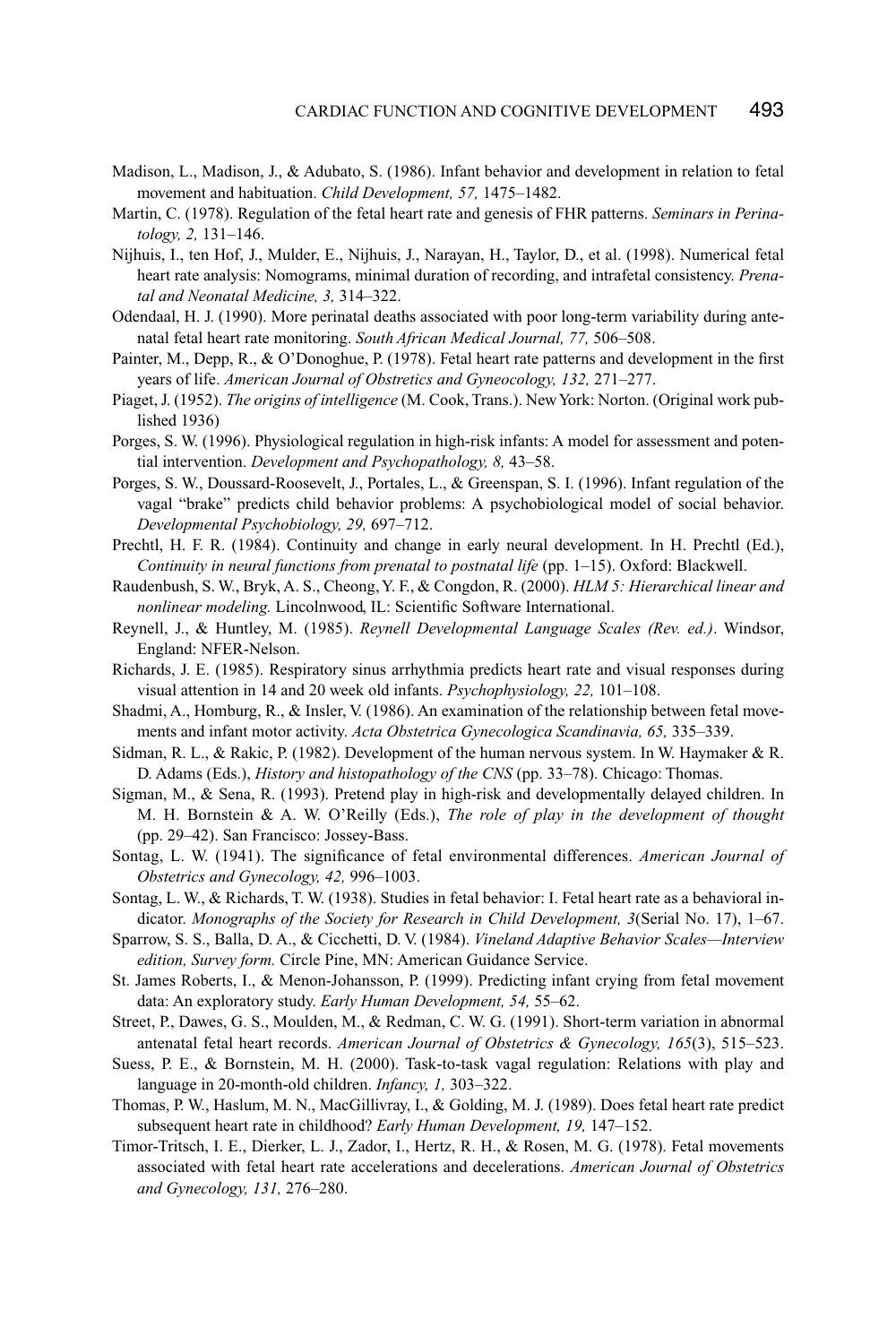Madison, L., Madison, J., & Adubato, S. (1986). Infant behavior and development in relation to fetal movement and habituation. *Child Development, 57,* 1475–1482.

Martin, C. (1978). Regulation of the fetal heart rate and genesis of FHR patterns. *Seminars in Perinatology, 2,* 131–146.

Nijhuis, I., ten Hof, J., Mulder, E., Nijhuis, J., Narayan, H., Taylor, D., et al. (1998). Numerical fetal heart rate analysis: Nomograms, minimal duration of recording, and intrafetal consistency. *Prenatal and Neonatal Medicine, 3,* 314–322.

Odendaal, H. J. (1990). More perinatal deaths associated with poor long-term variability during antenatal fetal heart rate monitoring. *South African Medical Journal, 77,* 506–508.

Painter, M., Depp, R., & O'Donoghue, P. (1978). Fetal heart rate patterns and development in the first years of life. *American Journal of Obstretics and Gyneocology, 132,* 271–277.

Piaget, J. (1952). *The origins of intelligence* (M. Cook, Trans.). New York: Norton. (Original work published 1936)

Porges, S. W. (1996). Physiological regulation in high-risk infants: A model for assessment and potential intervention. *Development and Psychopathology, 8,* 43–58.

Porges, S. W., Doussard-Roosevelt, J., Portales, L., & Greenspan, S. I. (1996). Infant regulation of the vagal "brake" predicts child behavior problems: A psychobiological model of social behavior. *Developmental Psychobiology, 29,* 697–712.

Prechtl, H. F. R. (1984). Continuity and change in early neural development. In H. Prechtl (Ed.), *Continuity in neural functions from prenatal to postnatal life* (pp. 1–15). Oxford: Blackwell.

Raudenbush, S. W., Bryk, A. S., Cheong, Y. F., & Congdon, R. (2000). *HLM 5: Hierarchical linear and nonlinear modeling.* Lincolnwood, IL: Scientific Software International.

Reynell, J., & Huntley, M. (1985). *Reynell Developmental Language Scales (Rev. ed.)*. Windsor, England: NFER-Nelson.

Richards, J. E. (1985). Respiratory sinus arrhythmia predicts heart rate and visual responses during visual attention in 14 and 20 week old infants. *Psychophysiology, 22,* 101–108.

Shadmi, A., Homburg, R., & Insler, V. (1986). An examination of the relationship between fetal movements and infant motor activity. *Acta Obstetrica Gynecologica Scandinavia, 65,* 335–339.

Sidman, R. L., & Rakic, P. (1982). Development of the human nervous system. In W. Haymaker & R. D. Adams (Eds.), *History and histopathology of the CNS* (pp. 33–78). Chicago: Thomas.

Sigman, M., & Sena, R. (1993). Pretend play in high-risk and developmentally delayed children. In M. H. Bornstein & A. W. O'Reilly (Eds.), *The role of play in the development of thought* (pp. 29–42). San Francisco: Jossey-Bass.

Sontag, L. W. (1941). The significance of fetal environmental differences. *American Journal of Obstetrics and Gynecology, 42,* 996–1003.

Sontag, L. W., & Richards, T. W. (1938). Studies in fetal behavior: I. Fetal heart rate as a behavioral indicator. *Monographs of the Society for Research in Child Development, 3*(Serial No. 17), 1–67.

Sparrow, S. S., Balla, D. A., & Cicchetti, D. V. (1984). *Vineland Adaptive Behavior Scales—Interview edition, Survey form.* Circle Pine, MN: American Guidance Service.

St. James Roberts, I., & Menon-Johansson, P. (1999). Predicting infant crying from fetal movement data: An exploratory study. *Early Human Development, 54,* 55–62.

Street, P., Dawes, G. S., Moulden, M., & Redman, C. W. G. (1991). Short-term variation in abnormal antenatal fetal heart records. *American Journal of Obstetrics & Gynecology, 165*(3), 515–523.

Suess, P. E., & Bornstein, M. H. (2000). Task-to-task vagal regulation: Relations with play and language in 20-month-old children. *Infancy, 1,* 303–322.

Thomas, P. W., Haslum, M. N., MacGillivray, I., & Golding, M. J. (1989). Does fetal heart rate predict subsequent heart rate in childhood? *Early Human Development, 19,* 147–152.

Timor-Tritsch, I. E., Dierker, L. J., Zador, I., Hertz, R. H., & Rosen, M. G. (1978). Fetal movements associated with fetal heart rate accelerations and decelerations. *American Journal of Obstetrics and Gynecology, 131,* 276–280.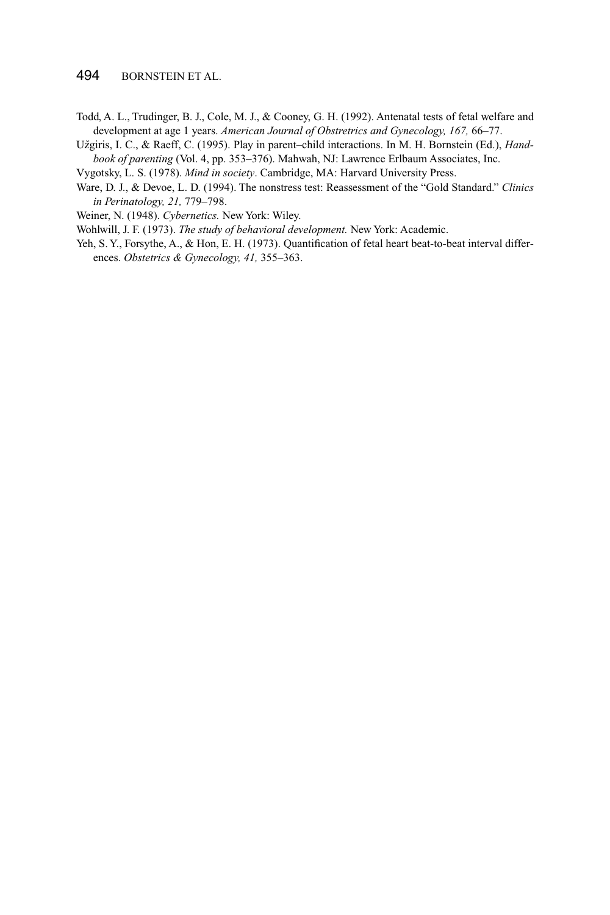Todd, A. L., Trudinger, B. J., Cole, M. J., & Cooney, G. H. (1992). Antenatal tests of fetal welfare and development at age 1 years. *American Journal of Obstretrics and Gynecology, 167,* 66–77.

Užgiris, I. C., & Raeff, C. (1995). Play in parent–child interactions. In M. H. Bornstein (Ed.), *Handbook of parenting* (Vol. 4, pp. 353–376). Mahwah, NJ: Lawrence Erlbaum Associates, Inc.

Vygotsky, L. S. (1978). *Mind in society*. Cambridge, MA: Harvard University Press.

Ware, D. J., & Devoe, L. D. (1994). The nonstress test: Reassessment of the "Gold Standard." *Clinics in Perinatology, 21,* 779–798.

Weiner, N. (1948). *Cybernetics.* New York: Wiley.

Wohlwill, J. F. (1973). *The study of behavioral development.* New York: Academic.

Yeh, S. Y., Forsythe, A., & Hon, E. H. (1973). Quantification of fetal heart beat-to-beat interval differences. *Obstetrics & Gynecology, 41,* 355–363.